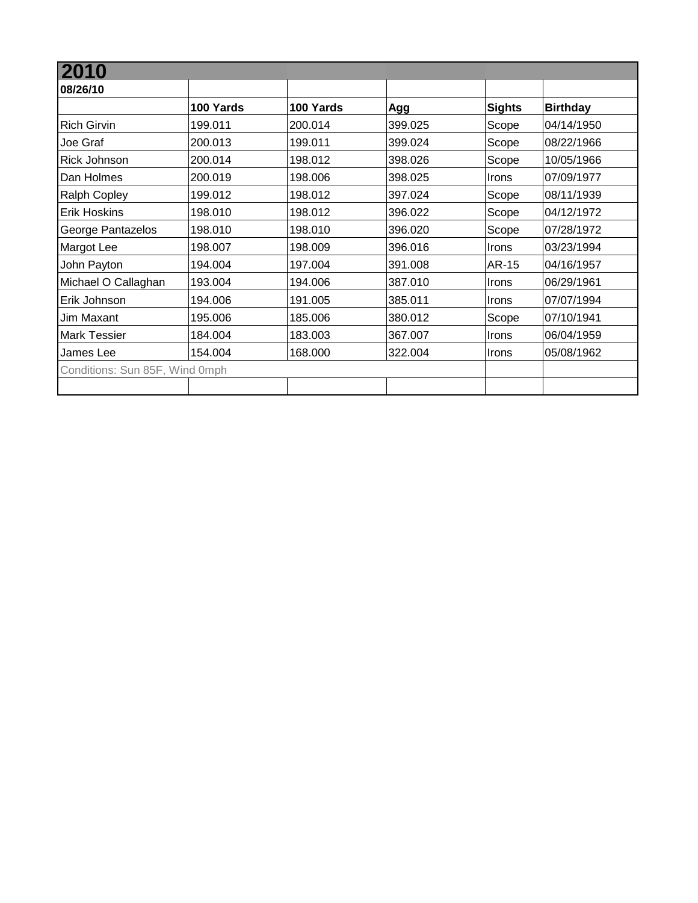# 2010

**08/26/10**

| | 100 Yards | 100 Yards | Agg | Sights | Birthday |
|---|---|---|---|---|---|
| Rich Girvin | 199.011 | 200.014 | 399.025 | Scope | 04/14/1950 |
| Joe Graf | 200.013 | 199.011 | 399.024 | Scope | 08/22/1966 |
| Rick Johnson | 200.014 | 198.012 | 398.026 | Scope | 10/05/1966 |
| Dan Holmes | 200.019 | 198.006 | 398.025 | Irons | 07/09/1977 |
| Ralph Copley | 199.012 | 198.012 | 397.024 | Scope | 08/11/1939 |
| Erik Hoskins | 198.010 | 198.012 | 396.022 | Scope | 04/12/1972 |
| George Pantazelos | 198.010 | 198.010 | 396.020 | Scope | 07/28/1972 |
| Margot Lee | 198.007 | 198.009 | 396.016 | Irons | 03/23/1994 |
| John Payton | 194.004 | 197.004 | 391.008 | AR-15 | 04/16/1957 |
| Michael O Callaghan | 193.004 | 194.006 | 387.010 | Irons | 06/29/1961 |
| Erik Johnson | 194.006 | 191.005 | 385.011 | Irons | 07/07/1994 |
| Jim Maxant | 195.006 | 185.006 | 380.012 | Scope | 07/10/1941 |
| Mark Tessier | 184.004 | 183.003 | 367.007 | Irons | 06/04/1959 |
| James Lee | 154.004 | 168.000 | 322.004 | Irons | 05/08/1962 |
| Conditions: Sun 85F, Wind 0mph | | | | | |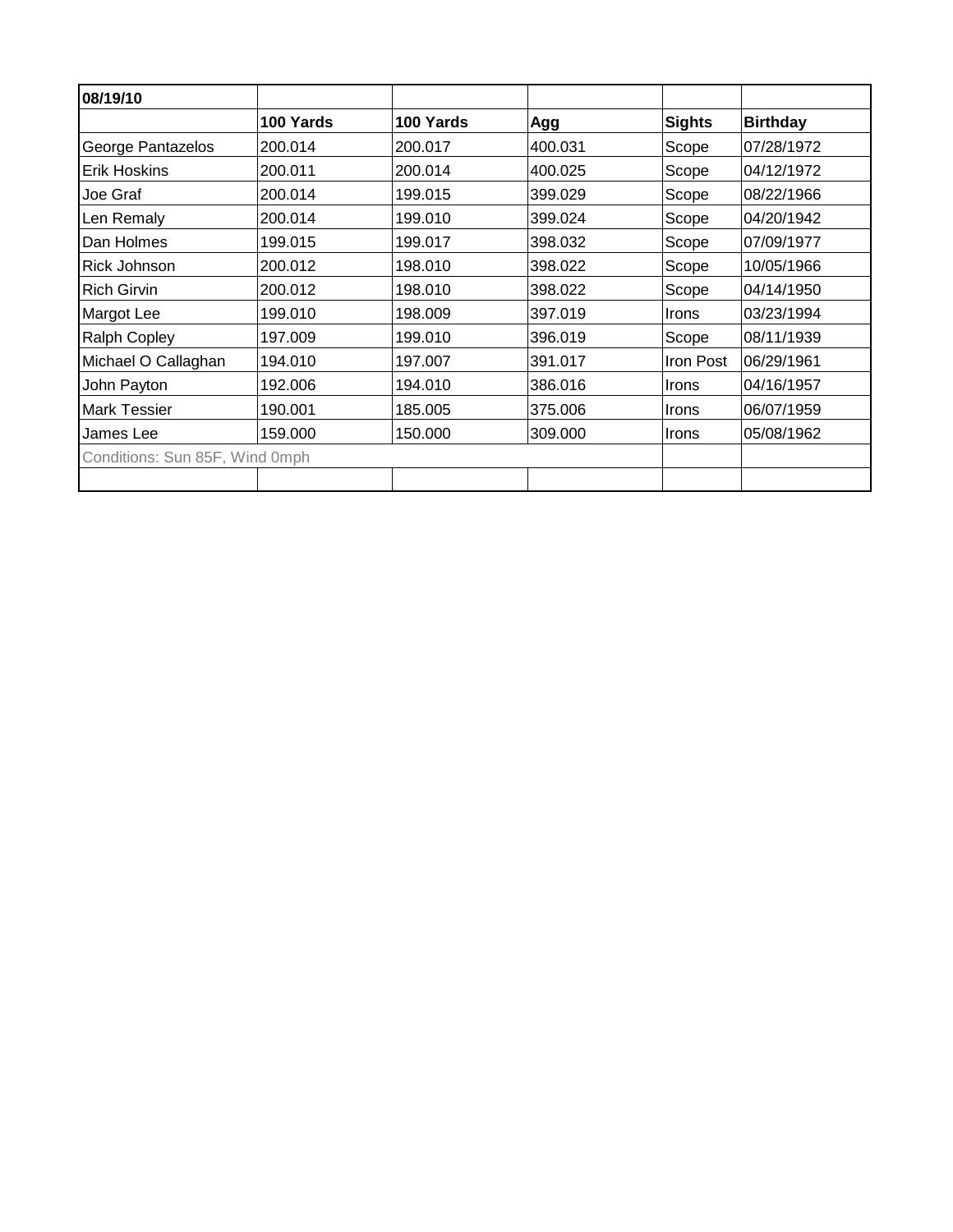| 08/19/10 | | | | | |
|---|---|---|---|---|---|
| | **100 Yards** | **100 Yards** | **Agg** | **Sights** | **Birthday** |
| George Pantazelos | 200.014 | 200.017 | 400.031 | Scope | 07/28/1972 |
| Erik Hoskins | 200.011 | 200.014 | 400.025 | Scope | 04/12/1972 |
| Joe Graf | 200.014 | 199.015 | 399.029 | Scope | 08/22/1966 |
| Len Remaly | 200.014 | 199.010 | 399.024 | Scope | 04/20/1942 |
| Dan Holmes | 199.015 | 199.017 | 398.032 | Scope | 07/09/1977 |
| Rick Johnson | 200.012 | 198.010 | 398.022 | Scope | 10/05/1966 |
| Rich Girvin | 200.012 | 198.010 | 398.022 | Scope | 04/14/1950 |
| Margot Lee | 199.010 | 198.009 | 397.019 | Irons | 03/23/1994 |
| Ralph Copley | 197.009 | 199.010 | 396.019 | Scope | 08/11/1939 |
| Michael O Callaghan | 194.010 | 197.007 | 391.017 | Iron Post | 06/29/1961 |
| John Payton | 192.006 | 194.010 | 386.016 | Irons | 04/16/1957 |
| Mark Tessier | 190.001 | 185.005 | 375.006 | Irons | 06/07/1959 |
| James Lee | 159.000 | 150.000 | 309.000 | Irons | 05/08/1962 |
| Conditions: Sun 85F, Wind 0mph | | | | | |
| | | | | | |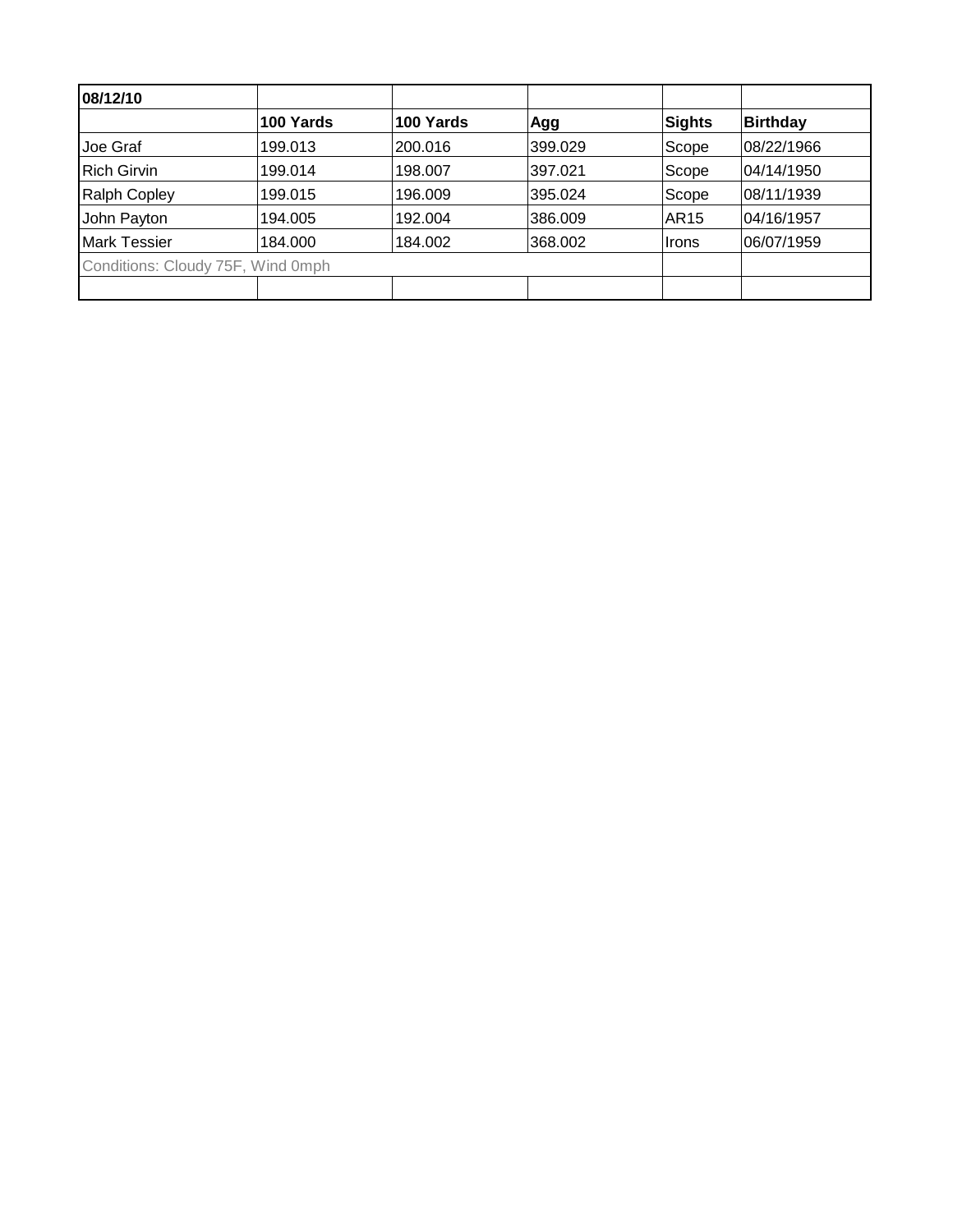| **08/12/10** | | | | | |
|---|---|---|---|---|---|
| | **100 Yards** | **100 Yards** | **Agg** | **Sights** | **Birthday** |
| Joe Graf | 199.013 | 200.016 | 399.029 | Scope | 08/22/1966 |
| Rich Girvin | 199.014 | 198.007 | 397.021 | Scope | 04/14/1950 |
| Ralph Copley | 199.015 | 196.009 | 395.024 | Scope | 08/11/1939 |
| John Payton | 194.005 | 192.004 | 386.009 | AR15 | 04/16/1957 |
| Mark Tessier | 184.000 | 184.002 | 368.002 | Irons | 06/07/1959 |
| Conditions: Cloudy 75F, Wind 0mph | | | | | |
| | | | | | |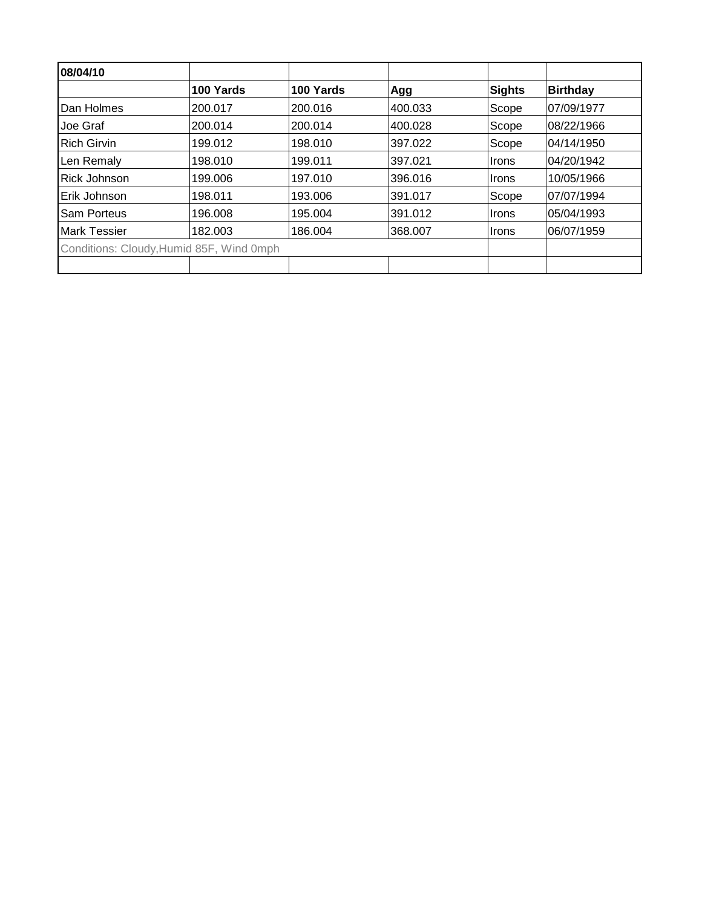| 08/04/10 | | | | | |
|---|---|---|---|---|---|
| | **100 Yards** | **100 Yards** | **Agg** | **Sights** | **Birthday** |
| Dan Holmes | 200.017 | 200.016 | 400.033 | Scope | 07/09/1977 |
| Joe Graf | 200.014 | 200.014 | 400.028 | Scope | 08/22/1966 |
| Rich Girvin | 199.012 | 198.010 | 397.022 | Scope | 04/14/1950 |
| Len Remaly | 198.010 | 199.011 | 397.021 | Irons | 04/20/1942 |
| Rick Johnson | 199.006 | 197.010 | 396.016 | Irons | 10/05/1966 |
| Erik Johnson | 198.011 | 193.006 | 391.017 | Scope | 07/07/1994 |
| Sam Porteus | 196.008 | 195.004 | 391.012 | Irons | 05/04/1993 |
| Mark Tessier | 182.003 | 186.004 | 368.007 | Irons | 06/07/1959 |
| Conditions: Cloudy,Humid 85F, Wind 0mph | | | | | |
| | | | | | |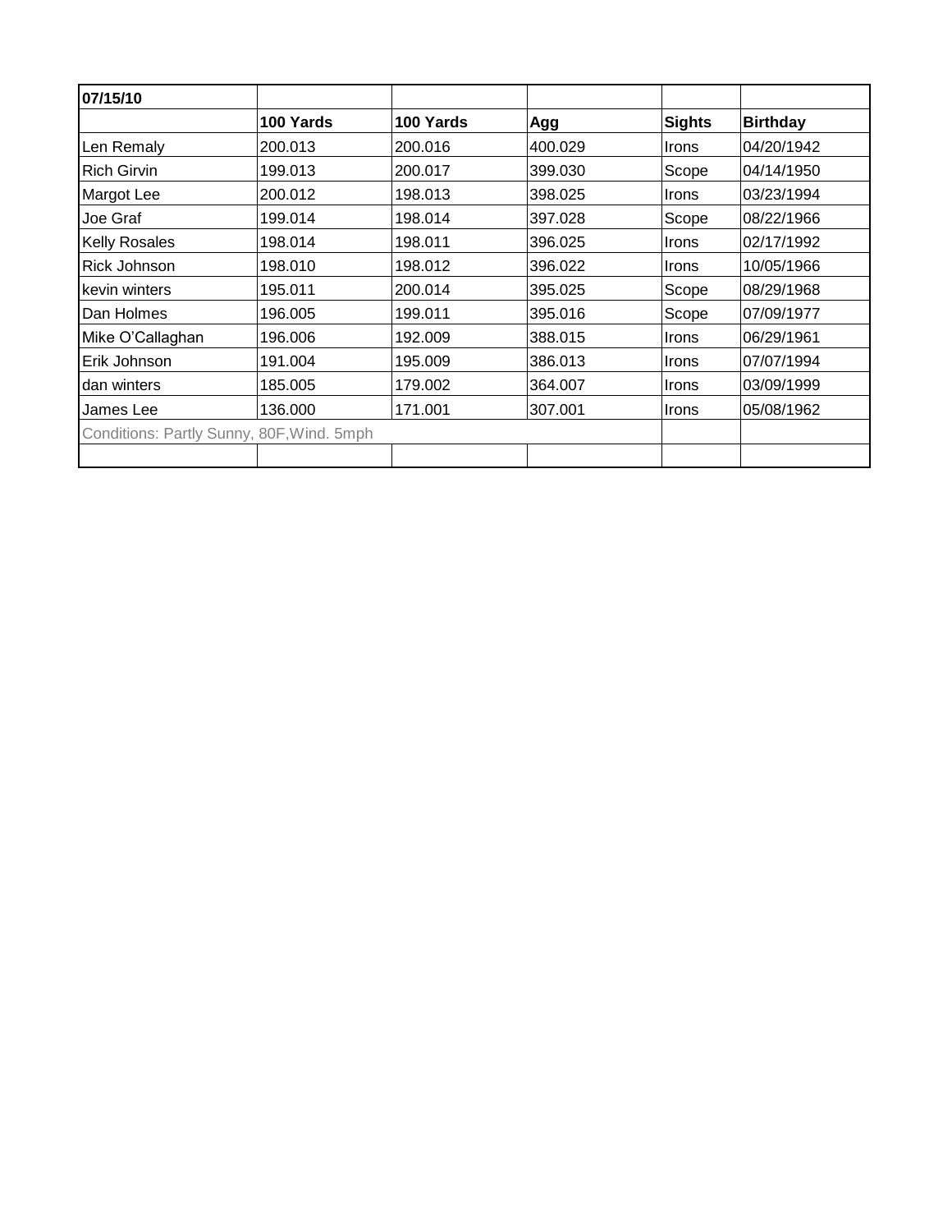| 07/15/10 | | | | | |
|---|---|---|---|---|---|
| | **100 Yards** | **100 Yards** | **Agg** | **Sights** | **Birthday** |
| Len Remaly | 200.013 | 200.016 | 400.029 | Irons | 04/20/1942 |
| Rich Girvin | 199.013 | 200.017 | 399.030 | Scope | 04/14/1950 |
| Margot Lee | 200.012 | 198.013 | 398.025 | Irons | 03/23/1994 |
| Joe Graf | 199.014 | 198.014 | 397.028 | Scope | 08/22/1966 |
| Kelly Rosales | 198.014 | 198.011 | 396.025 | Irons | 02/17/1992 |
| Rick Johnson | 198.010 | 198.012 | 396.022 | Irons | 10/05/1966 |
| kevin winters | 195.011 | 200.014 | 395.025 | Scope | 08/29/1968 |
| Dan Holmes | 196.005 | 199.011 | 395.016 | Scope | 07/09/1977 |
| Mike O'Callaghan | 196.006 | 192.009 | 388.015 | Irons | 06/29/1961 |
| Erik Johnson | 191.004 | 195.009 | 386.013 | Irons | 07/07/1994 |
| dan winters | 185.005 | 179.002 | 364.007 | Irons | 03/09/1999 |
| James Lee | 136.000 | 171.001 | 307.001 | Irons | 05/08/1962 |
| Conditions: Partly Sunny, 80F,Wind. 5mph | | | | | |
| | | | | | |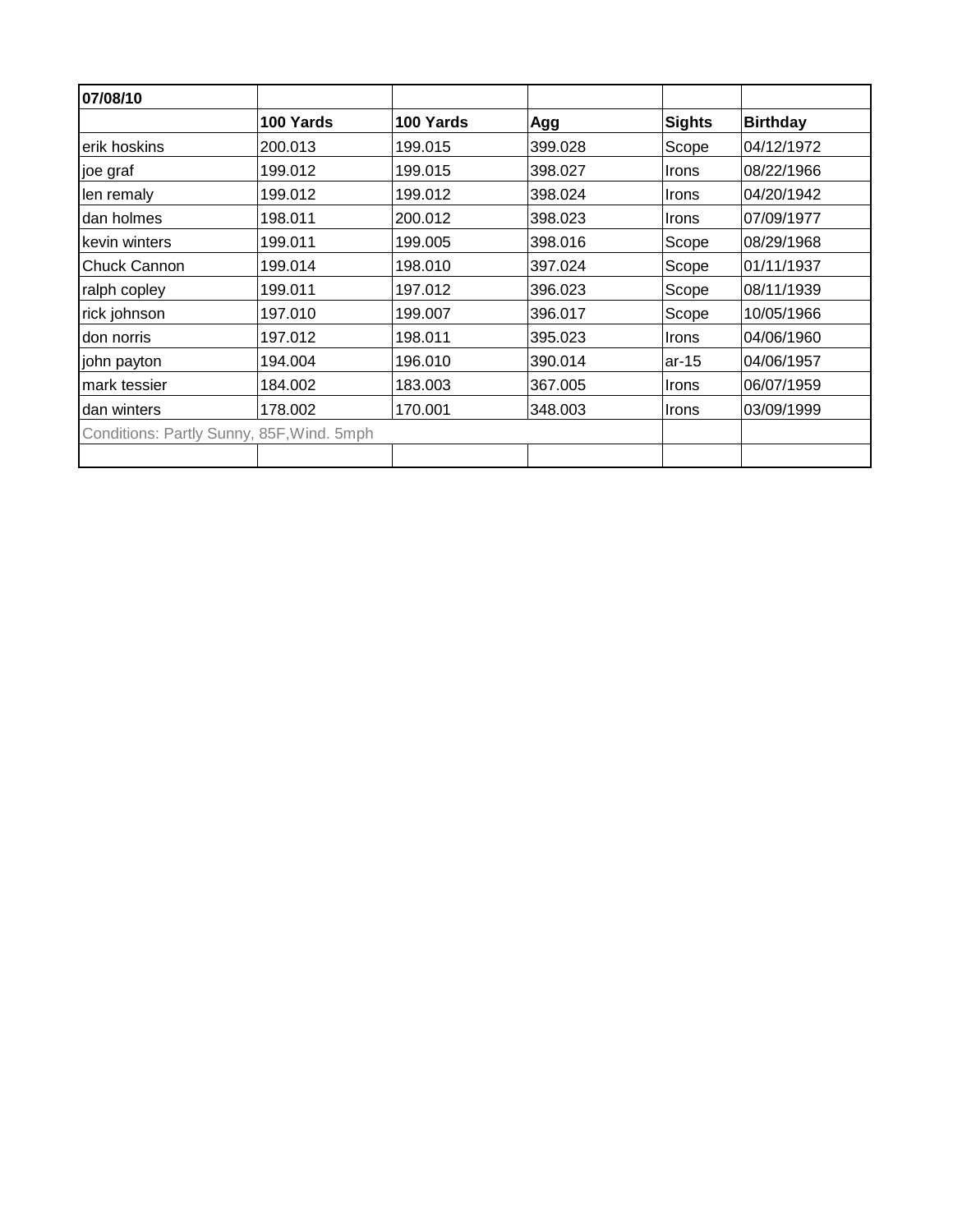| 07/08/10 | | | | | |
|---|---|---|---|---|---|
| | **100 Yards** | **100 Yards** | **Agg** | **Sights** | **Birthday** |
| erik hoskins | 200.013 | 199.015 | 399.028 | Scope | 04/12/1972 |
| joe graf | 199.012 | 199.015 | 398.027 | Irons | 08/22/1966 |
| len remaly | 199.012 | 199.012 | 398.024 | Irons | 04/20/1942 |
| dan holmes | 198.011 | 200.012 | 398.023 | Irons | 07/09/1977 |
| kevin winters | 199.011 | 199.005 | 398.016 | Scope | 08/29/1968 |
| Chuck Cannon | 199.014 | 198.010 | 397.024 | Scope | 01/11/1937 |
| ralph copley | 199.011 | 197.012 | 396.023 | Scope | 08/11/1939 |
| rick johnson | 197.010 | 199.007 | 396.017 | Scope | 10/05/1966 |
| don norris | 197.012 | 198.011 | 395.023 | Irons | 04/06/1960 |
| john payton | 194.004 | 196.010 | 390.014 | ar-15 | 04/06/1957 |
| mark tessier | 184.002 | 183.003 | 367.005 | Irons | 06/07/1959 |
| dan winters | 178.002 | 170.001 | 348.003 | Irons | 03/09/1999 |
| Conditions: Partly Sunny, 85F,Wind. 5mph | | | | | |
| | | | | | |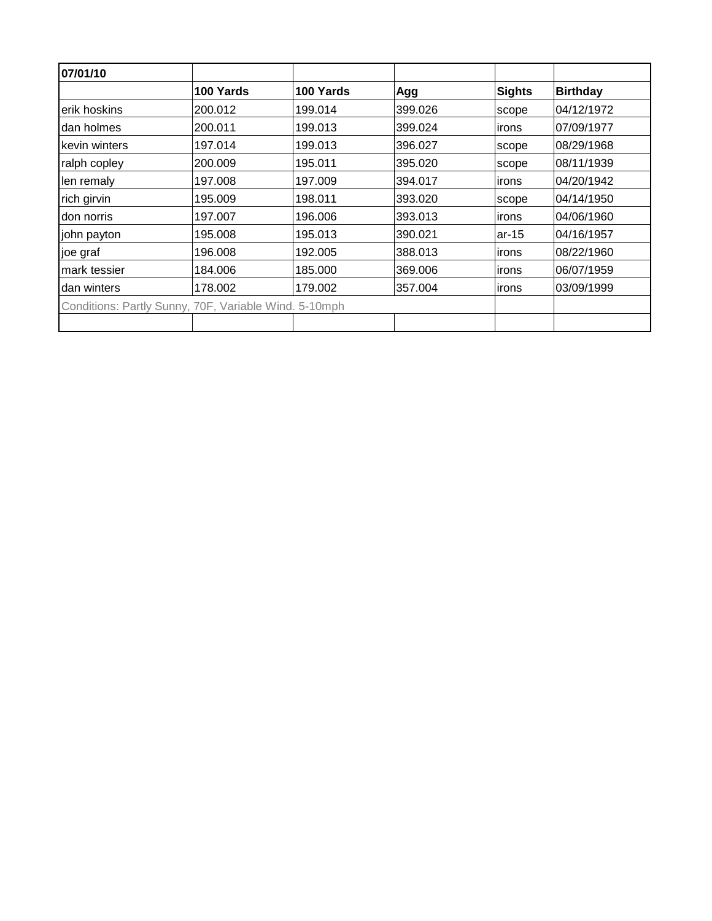| 07/01/10 | | | | | |
|---|---|---|---|---|---|
| | **100 Yards** | **100 Yards** | **Agg** | **Sights** | **Birthday** |
| erik hoskins | 200.012 | 199.014 | 399.026 | scope | 04/12/1972 |
| dan holmes | 200.011 | 199.013 | 399.024 | irons | 07/09/1977 |
| kevin winters | 197.014 | 199.013 | 396.027 | scope | 08/29/1968 |
| ralph copley | 200.009 | 195.011 | 395.020 | scope | 08/11/1939 |
| len remaly | 197.008 | 197.009 | 394.017 | irons | 04/20/1942 |
| rich girvin | 195.009 | 198.011 | 393.020 | scope | 04/14/1950 |
| don norris | 197.007 | 196.006 | 393.013 | irons | 04/06/1960 |
| john payton | 195.008 | 195.013 | 390.021 | ar-15 | 04/16/1957 |
| joe graf | 196.008 | 192.005 | 388.013 | irons | 08/22/1960 |
| mark tessier | 184.006 | 185.000 | 369.006 | irons | 06/07/1959 |
| dan winters | 178.002 | 179.002 | 357.004 | irons | 03/09/1999 |
| Conditions: Partly Sunny, 70F, Variable Wind. 5-10mph | | | | | |
| | | | | | |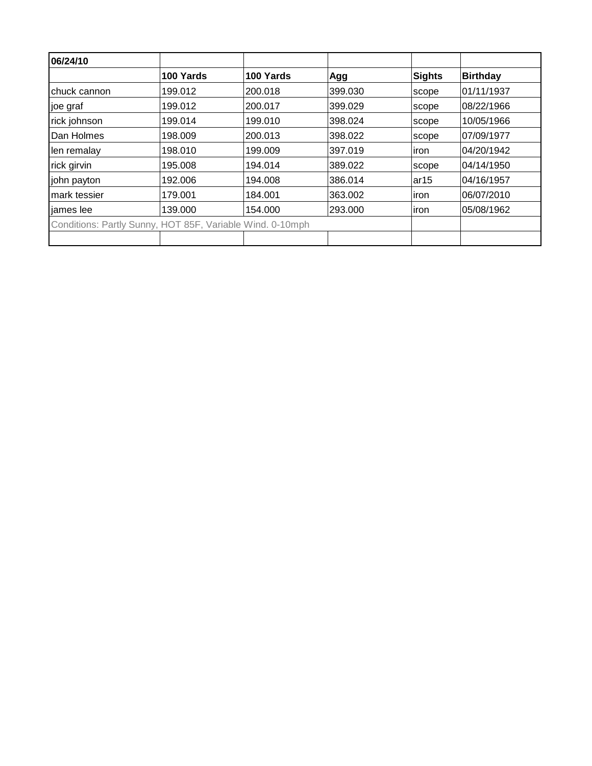| 06/24/10 | | | | | |
|---|---|---|---|---|---|
| | **100 Yards** | **100 Yards** | **Agg** | **Sights** | **Birthday** |
| chuck cannon | 199.012 | 200.018 | 399.030 | scope | 01/11/1937 |
| joe graf | 199.012 | 200.017 | 399.029 | scope | 08/22/1966 |
| rick johnson | 199.014 | 199.010 | 398.024 | scope | 10/05/1966 |
| Dan Holmes | 198.009 | 200.013 | 398.022 | scope | 07/09/1977 |
| len remalay | 198.010 | 199.009 | 397.019 | iron | 04/20/1942 |
| rick girvin | 195.008 | 194.014 | 389.022 | scope | 04/14/1950 |
| john payton | 192.006 | 194.008 | 386.014 | ar15 | 04/16/1957 |
| mark tessier | 179.001 | 184.001 | 363.002 | iron | 06/07/2010 |
| james lee | 139.000 | 154.000 | 293.000 | iron | 05/08/1962 |
| Conditions: Partly Sunny, HOT 85F, Variable Wind. 0-10mph | | | | | |
| | | | | | |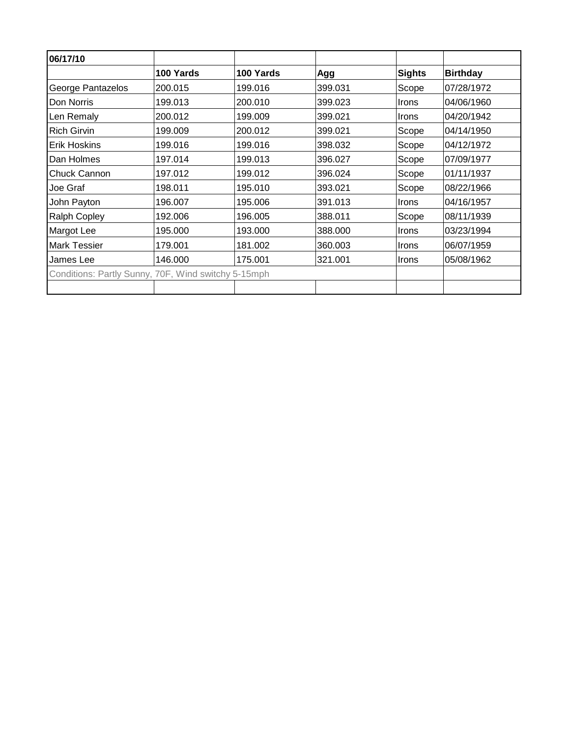| 06/17/10 | | | | | |
|---|---|---|---|---|---|
| | **100 Yards** | **100 Yards** | **Agg** | **Sights** | **Birthday** |
| George Pantazelos | 200.015 | 199.016 | 399.031 | Scope | 07/28/1972 |
| Don Norris | 199.013 | 200.010 | 399.023 | Irons | 04/06/1960 |
| Len Remaly | 200.012 | 199.009 | 399.021 | Irons | 04/20/1942 |
| Rich Girvin | 199.009 | 200.012 | 399.021 | Scope | 04/14/1950 |
| Erik Hoskins | 199.016 | 199.016 | 398.032 | Scope | 04/12/1972 |
| Dan Holmes | 197.014 | 199.013 | 396.027 | Scope | 07/09/1977 |
| Chuck Cannon | 197.012 | 199.012 | 396.024 | Scope | 01/11/1937 |
| Joe Graf | 198.011 | 195.010 | 393.021 | Scope | 08/22/1966 |
| John Payton | 196.007 | 195.006 | 391.013 | Irons | 04/16/1957 |
| Ralph Copley | 192.006 | 196.005 | 388.011 | Scope | 08/11/1939 |
| Margot Lee | 195.000 | 193.000 | 388.000 | Irons | 03/23/1994 |
| Mark Tessier | 179.001 | 181.002 | 360.003 | Irons | 06/07/1959 |
| James Lee | 146.000 | 175.001 | 321.001 | Irons | 05/08/1962 |
| Conditions: Partly Sunny, 70F, Wind switchy 5-15mph | | | | | |
| | | | | | |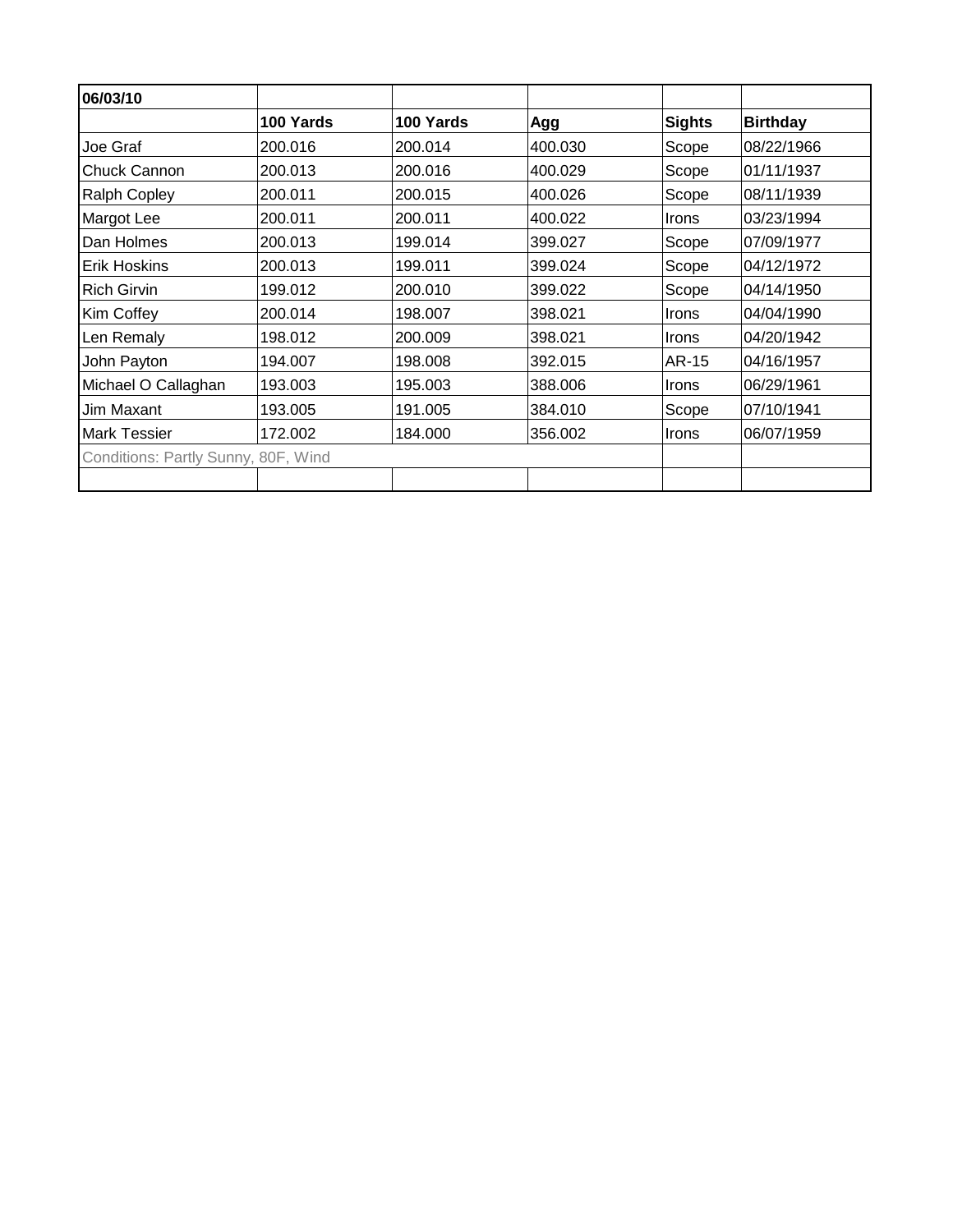| **06/03/10** | | | | | |
|---|---|---|---|---|---|
| | **100 Yards** | **100 Yards** | **Agg** | **Sights** | **Birthday** |
| Joe Graf | 200.016 | 200.014 | 400.030 | Scope | 08/22/1966 |
| Chuck Cannon | 200.013 | 200.016 | 400.029 | Scope | 01/11/1937 |
| Ralph Copley | 200.011 | 200.015 | 400.026 | Scope | 08/11/1939 |
| Margot Lee | 200.011 | 200.011 | 400.022 | Irons | 03/23/1994 |
| Dan Holmes | 200.013 | 199.014 | 399.027 | Scope | 07/09/1977 |
| Erik Hoskins | 200.013 | 199.011 | 399.024 | Scope | 04/12/1972 |
| Rich Girvin | 199.012 | 200.010 | 399.022 | Scope | 04/14/1950 |
| Kim Coffey | 200.014 | 198.007 | 398.021 | Irons | 04/04/1990 |
| Len Remaly | 198.012 | 200.009 | 398.021 | Irons | 04/20/1942 |
| John Payton | 194.007 | 198.008 | 392.015 | AR-15 | 04/16/1957 |
| Michael O Callaghan | 193.003 | 195.003 | 388.006 | Irons | 06/29/1961 |
| Jim Maxant | 193.005 | 191.005 | 384.010 | Scope | 07/10/1941 |
| Mark Tessier | 172.002 | 184.000 | 356.002 | Irons | 06/07/1959 |
| Conditions: Partly Sunny, 80F, Wind | | | | | |
| | | | | | |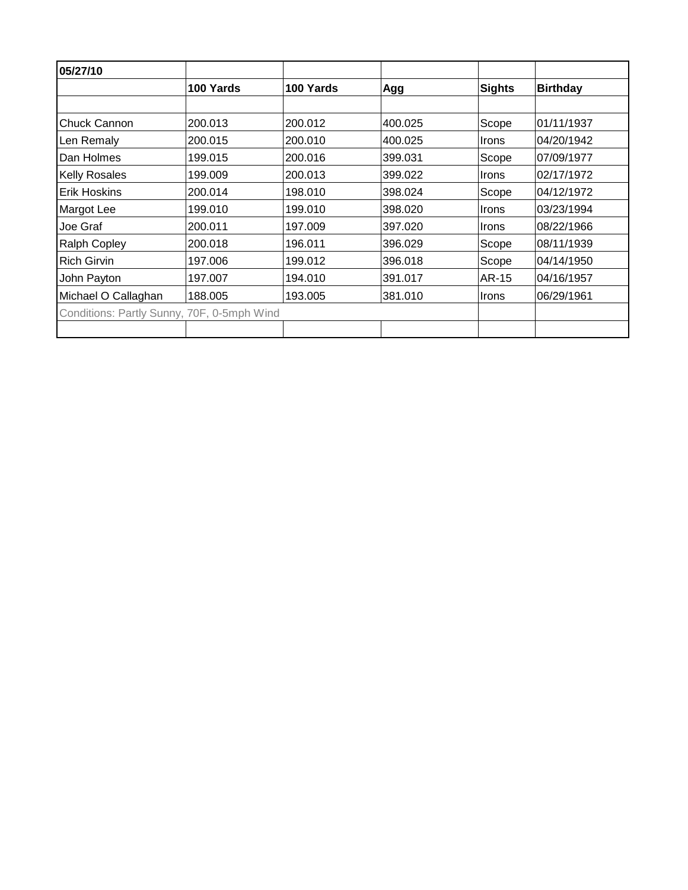| 05/27/10 | | | | | |
|---|---|---|---|---|---|
| | **100 Yards** | **100 Yards** | **Agg** | **Sights** | **Birthday** |
| | | | | | |
| Chuck Cannon | 200.013 | 200.012 | 400.025 | Scope | 01/11/1937 |
| Len Remaly | 200.015 | 200.010 | 400.025 | Irons | 04/20/1942 |
| Dan Holmes | 199.015 | 200.016 | 399.031 | Scope | 07/09/1977 |
| Kelly Rosales | 199.009 | 200.013 | 399.022 | Irons | 02/17/1972 |
| Erik Hoskins | 200.014 | 198.010 | 398.024 | Scope | 04/12/1972 |
| Margot Lee | 199.010 | 199.010 | 398.020 | Irons | 03/23/1994 |
| Joe Graf | 200.011 | 197.009 | 397.020 | Irons | 08/22/1966 |
| Ralph Copley | 200.018 | 196.011 | 396.029 | Scope | 08/11/1939 |
| Rich Girvin | 197.006 | 199.012 | 396.018 | Scope | 04/14/1950 |
| John Payton | 197.007 | 194.010 | 391.017 | AR-15 | 04/16/1957 |
| Michael O Callaghan | 188.005 | 193.005 | 381.010 | Irons | 06/29/1961 |
| Conditions: Partly Sunny, 70F, 0-5mph Wind | | | | | |
| | | | | | |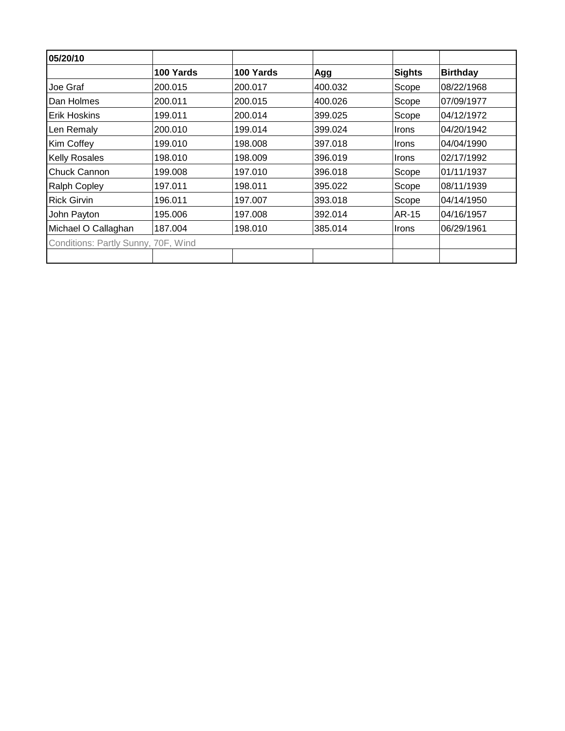| 05/20/10 | | | | | |
|---|---|---|---|---|---|
| | **100 Yards** | **100 Yards** | **Agg** | **Sights** | **Birthday** |
| Joe Graf | 200.015 | 200.017 | 400.032 | Scope | 08/22/1968 |
| Dan Holmes | 200.011 | 200.015 | 400.026 | Scope | 07/09/1977 |
| Erik Hoskins | 199.011 | 200.014 | 399.025 | Scope | 04/12/1972 |
| Len Remaly | 200.010 | 199.014 | 399.024 | Irons | 04/20/1942 |
| Kim Coffey | 199.010 | 198.008 | 397.018 | Irons | 04/04/1990 |
| Kelly Rosales | 198.010 | 198.009 | 396.019 | Irons | 02/17/1992 |
| Chuck Cannon | 199.008 | 197.010 | 396.018 | Scope | 01/11/1937 |
| Ralph Copley | 197.011 | 198.011 | 395.022 | Scope | 08/11/1939 |
| Rick Girvin | 196.011 | 197.007 | 393.018 | Scope | 04/14/1950 |
| John Payton | 195.006 | 197.008 | 392.014 | AR-15 | 04/16/1957 |
| Michael O Callaghan | 187.004 | 198.010 | 385.014 | Irons | 06/29/1961 |
| Conditions: Partly Sunny, 70F, Wind | | | | | |
| | | | | | |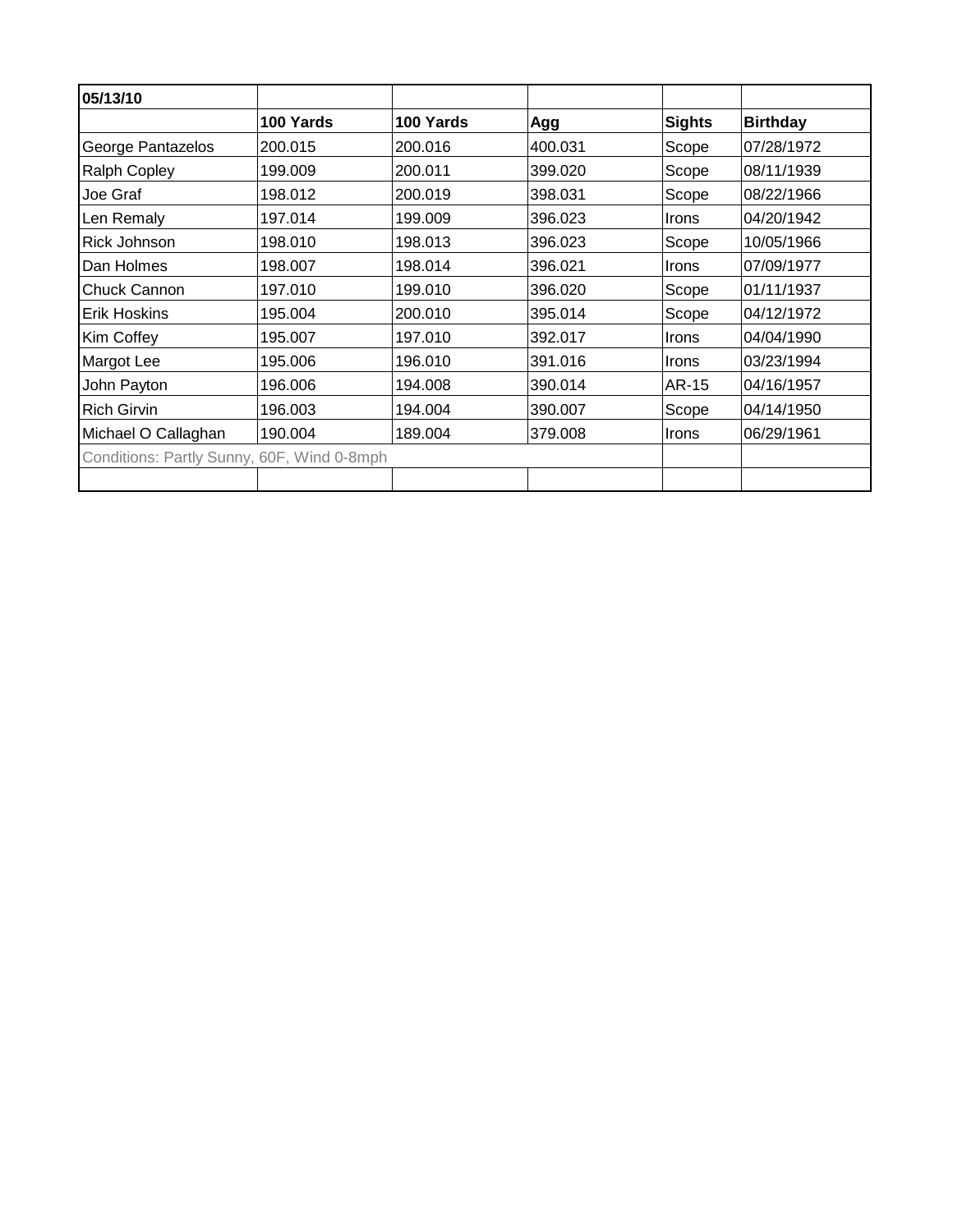| **05/13/10** | | | | | |
|---|---|---|---|---|---|
| | **100 Yards** | **100 Yards** | **Agg** | **Sights** | **Birthday** |
| George Pantazelos | 200.015 | 200.016 | 400.031 | Scope | 07/28/1972 |
| Ralph Copley | 199.009 | 200.011 | 399.020 | Scope | 08/11/1939 |
| Joe Graf | 198.012 | 200.019 | 398.031 | Scope | 08/22/1966 |
| Len Remaly | 197.014 | 199.009 | 396.023 | Irons | 04/20/1942 |
| Rick Johnson | 198.010 | 198.013 | 396.023 | Scope | 10/05/1966 |
| Dan Holmes | 198.007 | 198.014 | 396.021 | Irons | 07/09/1977 |
| Chuck Cannon | 197.010 | 199.010 | 396.020 | Scope | 01/11/1937 |
| Erik Hoskins | 195.004 | 200.010 | 395.014 | Scope | 04/12/1972 |
| Kim Coffey | 195.007 | 197.010 | 392.017 | Irons | 04/04/1990 |
| Margot Lee | 195.006 | 196.010 | 391.016 | Irons | 03/23/1994 |
| John Payton | 196.006 | 194.008 | 390.014 | AR-15 | 04/16/1957 |
| Rich Girvin | 196.003 | 194.004 | 390.007 | Scope | 04/14/1950 |
| Michael O Callaghan | 190.004 | 189.004 | 379.008 | Irons | 06/29/1961 |
| Conditions: Partly Sunny, 60F, Wind 0-8mph | | | | | |
| | | | | | |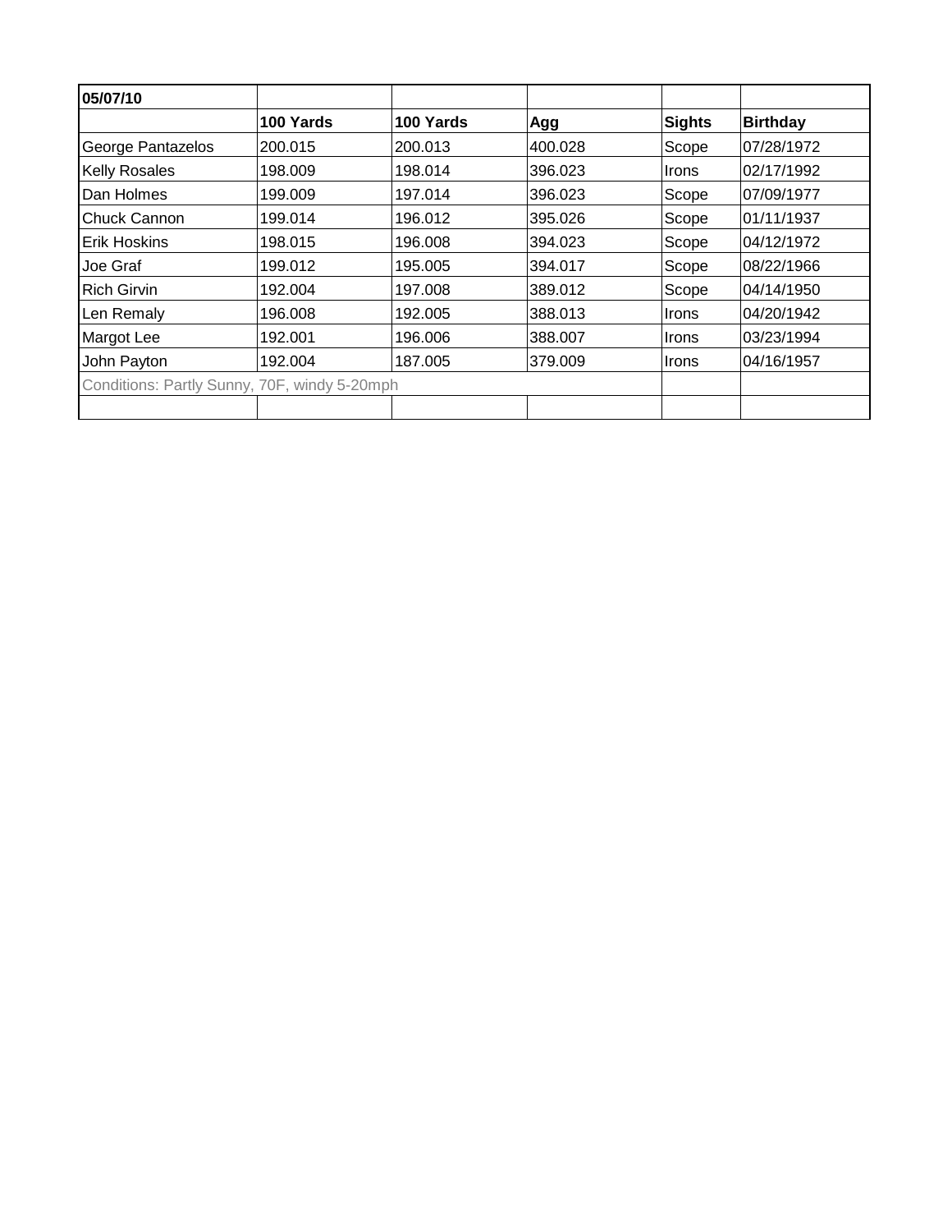| 05/07/10 | | | | | |
|---|---|---|---|---|---|
| | **100 Yards** | **100 Yards** | **Agg** | **Sights** | **Birthday** |
| George Pantazelos | 200.015 | 200.013 | 400.028 | Scope | 07/28/1972 |
| Kelly Rosales | 198.009 | 198.014 | 396.023 | Irons | 02/17/1992 |
| Dan Holmes | 199.009 | 197.014 | 396.023 | Scope | 07/09/1977 |
| Chuck Cannon | 199.014 | 196.012 | 395.026 | Scope | 01/11/1937 |
| Erik Hoskins | 198.015 | 196.008 | 394.023 | Scope | 04/12/1972 |
| Joe Graf | 199.012 | 195.005 | 394.017 | Scope | 08/22/1966 |
| Rich Girvin | 192.004 | 197.008 | 389.012 | Scope | 04/14/1950 |
| Len Remaly | 196.008 | 192.005 | 388.013 | Irons | 04/20/1942 |
| Margot Lee | 192.001 | 196.006 | 388.007 | Irons | 03/23/1994 |
| John Payton | 192.004 | 187.005 | 379.009 | Irons | 04/16/1957 |
| Conditions: Partly Sunny, 70F, windy 5-20mph | | | | | |
| | | | | | |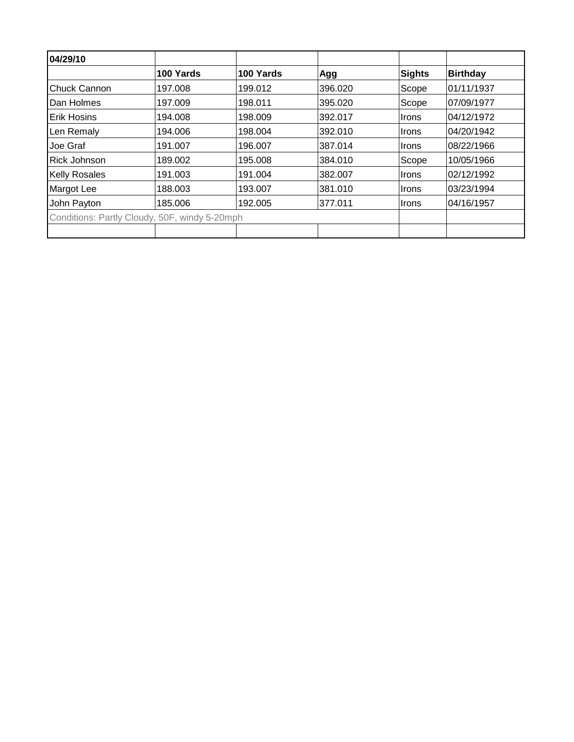| 04/29/10 | | | | | |
|---|---|---|---|---|---|
| | **100 Yards** | **100 Yards** | **Agg** | **Sights** | **Birthday** |
| Chuck Cannon | 197.008 | 199.012 | 396.020 | Scope | 01/11/1937 |
| Dan Holmes | 197.009 | 198.011 | 395.020 | Scope | 07/09/1977 |
| Erik Hosins | 194.008 | 198.009 | 392.017 | Irons | 04/12/1972 |
| Len Remaly | 194.006 | 198.004 | 392.010 | Irons | 04/20/1942 |
| Joe Graf | 191.007 | 196.007 | 387.014 | Irons | 08/22/1966 |
| Rick Johnson | 189.002 | 195.008 | 384.010 | Scope | 10/05/1966 |
| Kelly Rosales | 191.003 | 191.004 | 382.007 | Irons | 02/12/1992 |
| Margot Lee | 188.003 | 193.007 | 381.010 | Irons | 03/23/1994 |
| John Payton | 185.006 | 192.005 | 377.011 | Irons | 04/16/1957 |
| Conditions: Partly Cloudy, 50F, windy 5-20mph | | | | | |
| | | | | | |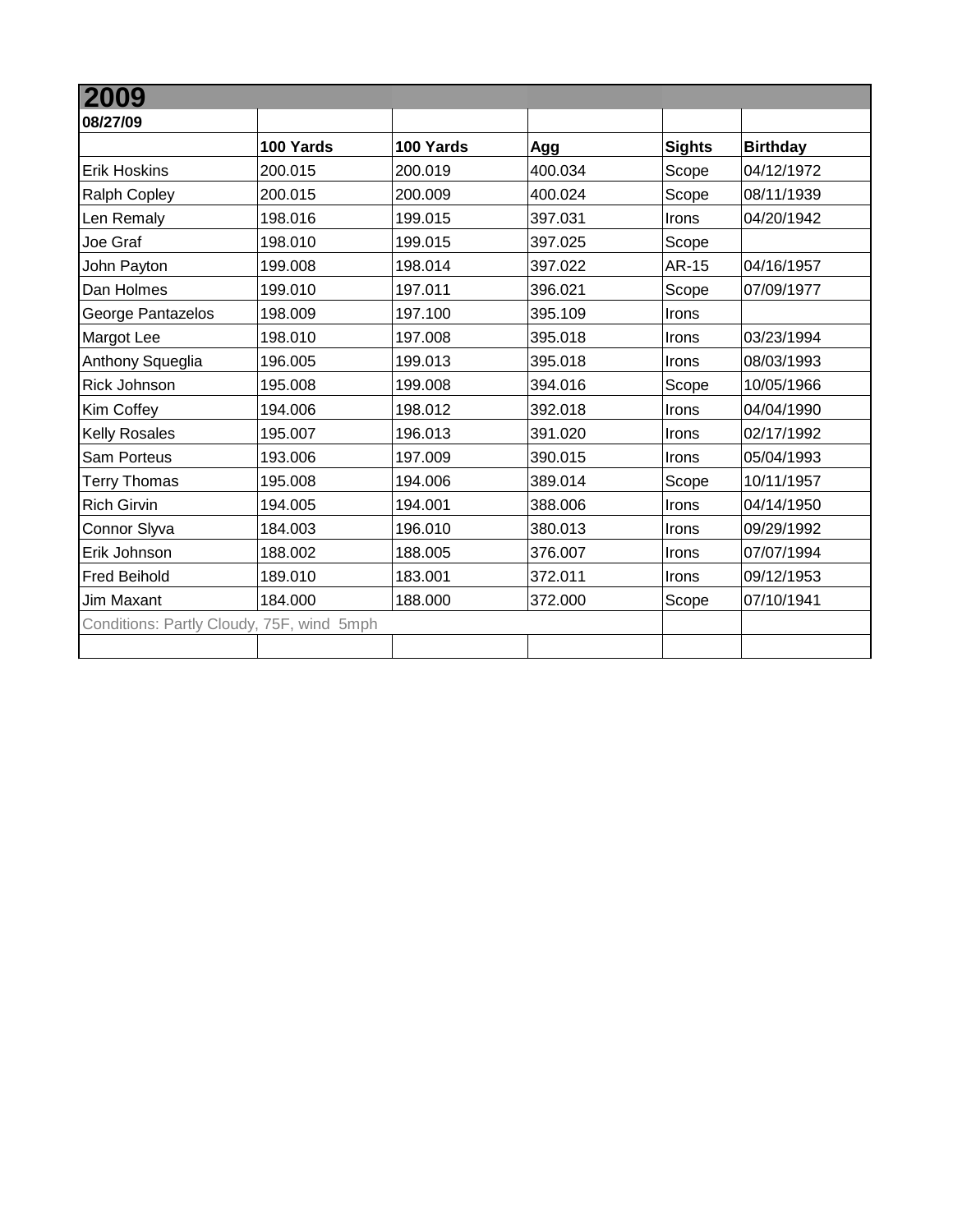| 2009 | | | | | |
|---|---|---|---|---|---|
| **08/27/09** | | | | | |
| | **100 Yards** | **100 Yards** | **Agg** | **Sights** | **Birthday** |
| Erik Hoskins | 200.015 | 200.019 | 400.034 | Scope | 04/12/1972 |
| Ralph Copley | 200.015 | 200.009 | 400.024 | Scope | 08/11/1939 |
| Len Remaly | 198.016 | 199.015 | 397.031 | Irons | 04/20/1942 |
| Joe Graf | 198.010 | 199.015 | 397.025 | Scope | |
| John Payton | 199.008 | 198.014 | 397.022 | AR-15 | 04/16/1957 |
| Dan Holmes | 199.010 | 197.011 | 396.021 | Scope | 07/09/1977 |
| George Pantazelos | 198.009 | 197.100 | 395.109 | Irons | |
| Margot Lee | 198.010 | 197.008 | 395.018 | Irons | 03/23/1994 |
| Anthony Squeglia | 196.005 | 199.013 | 395.018 | Irons | 08/03/1993 |
| Rick Johnson | 195.008 | 199.008 | 394.016 | Scope | 10/05/1966 |
| Kim Coffey | 194.006 | 198.012 | 392.018 | Irons | 04/04/1990 |
| Kelly Rosales | 195.007 | 196.013 | 391.020 | Irons | 02/17/1992 |
| Sam Porteus | 193.006 | 197.009 | 390.015 | Irons | 05/04/1993 |
| Terry Thomas | 195.008 | 194.006 | 389.014 | Scope | 10/11/1957 |
| Rich Girvin | 194.005 | 194.001 | 388.006 | Irons | 04/14/1950 |
| Connor Slyva | 184.003 | 196.010 | 380.013 | Irons | 09/29/1992 |
| Erik Johnson | 188.002 | 188.005 | 376.007 | Irons | 07/07/1994 |
| Fred Beihold | 189.010 | 183.001 | 372.011 | Irons | 09/12/1953 |
| Jim Maxant | 184.000 | 188.000 | 372.000 | Scope | 07/10/1941 |
| Conditions: Partly Cloudy, 75F, wind 5mph | | | | | |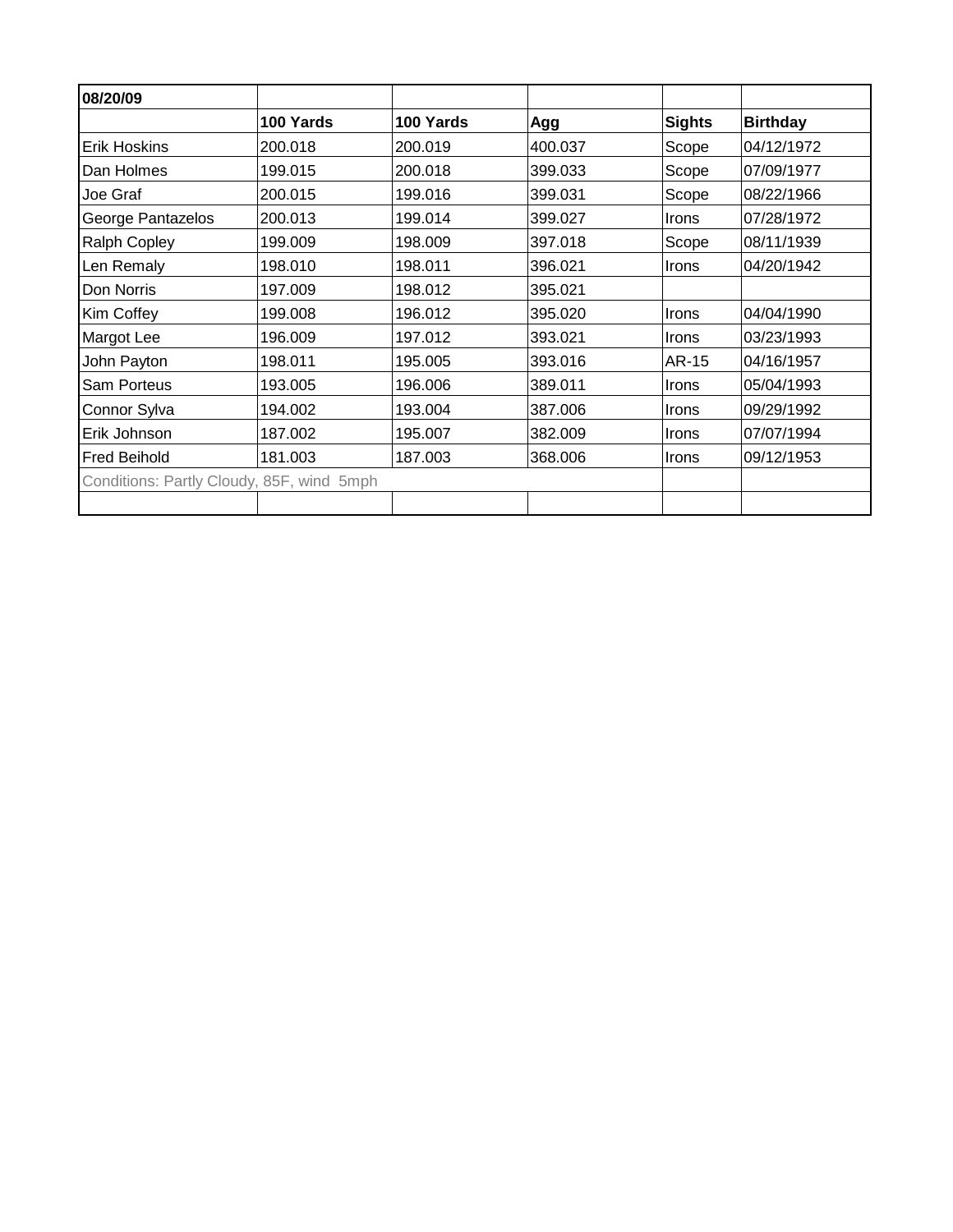| 08/20/09 | | | | | |
|---|---|---|---|---|---|
| | **100 Yards** | **100 Yards** | **Agg** | **Sights** | **Birthday** |
| Erik Hoskins | 200.018 | 200.019 | 400.037 | Scope | 04/12/1972 |
| Dan Holmes | 199.015 | 200.018 | 399.033 | Scope | 07/09/1977 |
| Joe Graf | 200.015 | 199.016 | 399.031 | Scope | 08/22/1966 |
| George Pantazelos | 200.013 | 199.014 | 399.027 | Irons | 07/28/1972 |
| Ralph Copley | 199.009 | 198.009 | 397.018 | Scope | 08/11/1939 |
| Len Remaly | 198.010 | 198.011 | 396.021 | Irons | 04/20/1942 |
| Don Norris | 197.009 | 198.012 | 395.021 | | |
| Kim Coffey | 199.008 | 196.012 | 395.020 | Irons | 04/04/1990 |
| Margot Lee | 196.009 | 197.012 | 393.021 | Irons | 03/23/1993 |
| John Payton | 198.011 | 195.005 | 393.016 | AR-15 | 04/16/1957 |
| Sam Porteus | 193.005 | 196.006 | 389.011 | Irons | 05/04/1993 |
| Connor Sylva | 194.002 | 193.004 | 387.006 | Irons | 09/29/1992 |
| Erik Johnson | 187.002 | 195.007 | 382.009 | Irons | 07/07/1994 |
| Fred Beihold | 181.003 | 187.003 | 368.006 | Irons | 09/12/1953 |
| Conditions: Partly Cloudy, 85F, wind 5mph | | | | | |
| | | | | | |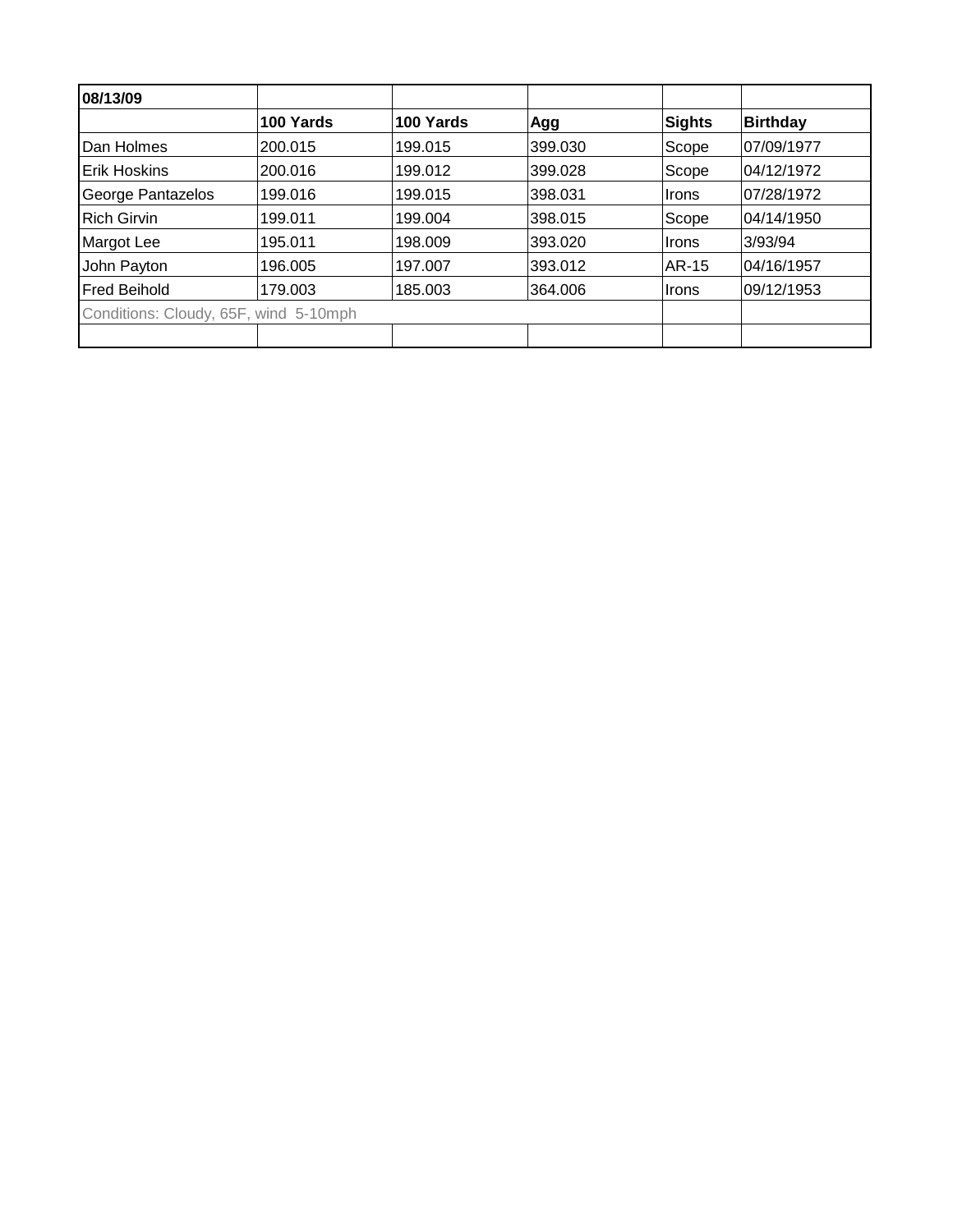| 08/13/09 | | | | | |
|---|---|---|---|---|---|
| | **100 Yards** | **100 Yards** | **Agg** | **Sights** | **Birthday** |
| Dan Holmes | 200.015 | 199.015 | 399.030 | Scope | 07/09/1977 |
| Erik Hoskins | 200.016 | 199.012 | 399.028 | Scope | 04/12/1972 |
| George Pantazelos | 199.016 | 199.015 | 398.031 | Irons | 07/28/1972 |
| Rich Girvin | 199.011 | 199.004 | 398.015 | Scope | 04/14/1950 |
| Margot Lee | 195.011 | 198.009 | 393.020 | Irons | 3/93/94 |
| John Payton | 196.005 | 197.007 | 393.012 | AR-15 | 04/16/1957 |
| Fred Beihold | 179.003 | 185.003 | 364.006 | Irons | 09/12/1953 |
| Conditions: Cloudy, 65F, wind 5-10mph | | | | | |
| | | | | | |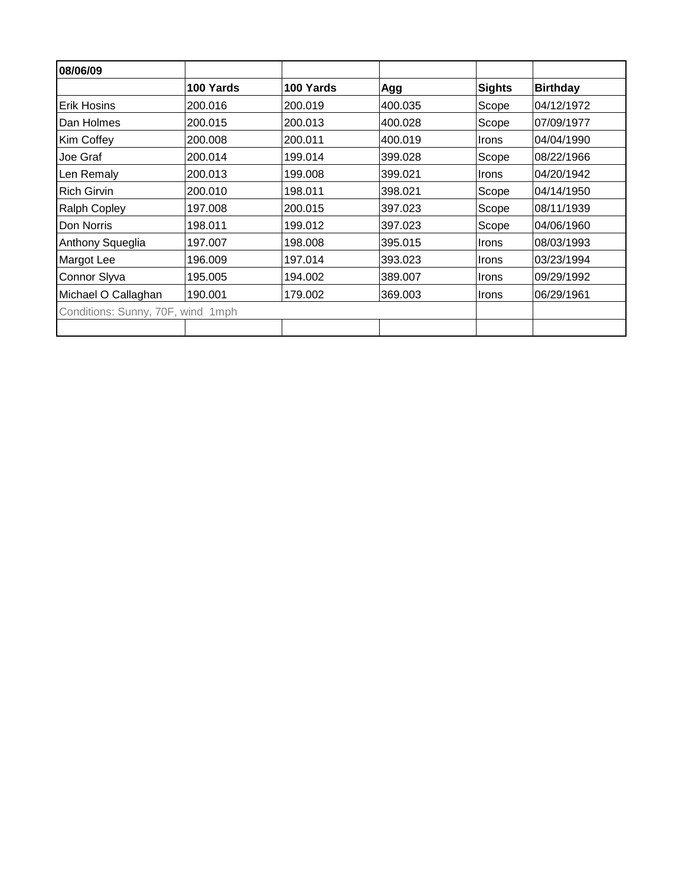| 08/06/09 | | | | | |
|---|---|---|---|---|---|
| | **100 Yards** | **100 Yards** | **Agg** | **Sights** | **Birthday** |
| Erik Hosins | 200.016 | 200.019 | 400.035 | Scope | 04/12/1972 |
| Dan Holmes | 200.015 | 200.013 | 400.028 | Scope | 07/09/1977 |
| Kim Coffey | 200.008 | 200.011 | 400.019 | Irons | 04/04/1990 |
| Joe Graf | 200.014 | 199.014 | 399.028 | Scope | 08/22/1966 |
| Len Remaly | 200.013 | 199.008 | 399.021 | Irons | 04/20/1942 |
| Rich Girvin | 200.010 | 198.011 | 398.021 | Scope | 04/14/1950 |
| Ralph Copley | 197.008 | 200.015 | 397.023 | Scope | 08/11/1939 |
| Don Norris | 198.011 | 199.012 | 397.023 | Scope | 04/06/1960 |
| Anthony Squeglia | 197.007 | 198.008 | 395.015 | Irons | 08/03/1993 |
| Margot Lee | 196.009 | 197.014 | 393.023 | Irons | 03/23/1994 |
| Connor Slyva | 195.005 | 194.002 | 389.007 | Irons | 09/29/1992 |
| Michael O Callaghan | 190.001 | 179.002 | 369.003 | Irons | 06/29/1961 |
| Conditions: Sunny, 70F, wind 1mph | | | | | |
| | | | | | |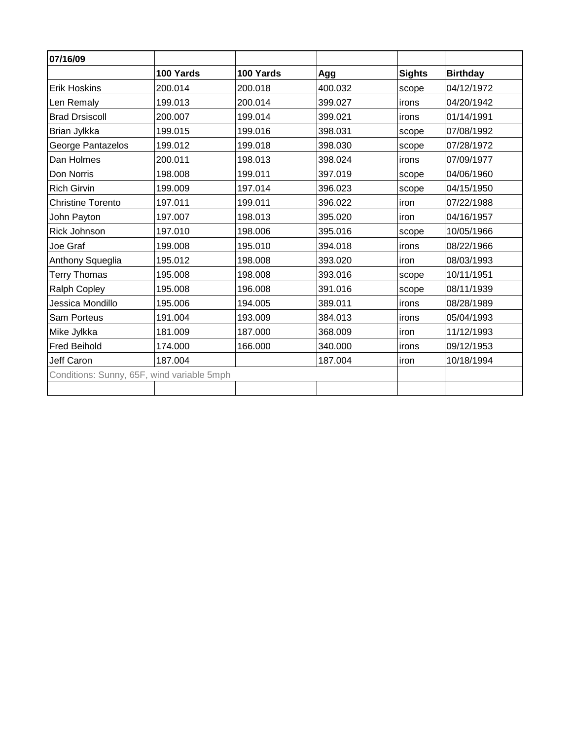| 07/16/09 | | | | | |
|---|---|---|---|---|---|
| | **100 Yards** | **100 Yards** | **Agg** | **Sights** | **Birthday** |
| Erik Hoskins | 200.014 | 200.018 | 400.032 | scope | 04/12/1972 |
| Len Remaly | 199.013 | 200.014 | 399.027 | irons | 04/20/1942 |
| Brad Drsiscoll | 200.007 | 199.014 | 399.021 | irons | 01/14/1991 |
| Brian Jylkka | 199.015 | 199.016 | 398.031 | scope | 07/08/1992 |
| George Pantazelos | 199.012 | 199.018 | 398.030 | scope | 07/28/1972 |
| Dan Holmes | 200.011 | 198.013 | 398.024 | irons | 07/09/1977 |
| Don Norris | 198.008 | 199.011 | 397.019 | scope | 04/06/1960 |
| Rich Girvin | 199.009 | 197.014 | 396.023 | scope | 04/15/1950 |
| Christine Torento | 197.011 | 199.011 | 396.022 | iron | 07/22/1988 |
| John Payton | 197.007 | 198.013 | 395.020 | iron | 04/16/1957 |
| Rick Johnson | 197.010 | 198.006 | 395.016 | scope | 10/05/1966 |
| Joe Graf | 199.008 | 195.010 | 394.018 | irons | 08/22/1966 |
| Anthony Squeglia | 195.012 | 198.008 | 393.020 | iron | 08/03/1993 |
| Terry Thomas | 195.008 | 198.008 | 393.016 | scope | 10/11/1951 |
| Ralph Copley | 195.008 | 196.008 | 391.016 | scope | 08/11/1939 |
| Jessica Mondillo | 195.006 | 194.005 | 389.011 | irons | 08/28/1989 |
| Sam Porteus | 191.004 | 193.009 | 384.013 | irons | 05/04/1993 |
| Mike Jylkka | 181.009 | 187.000 | 368.009 | iron | 11/12/1993 |
| Fred Beihold | 174.000 | 166.000 | 340.000 | irons | 09/12/1953 |
| Jeff Caron | 187.004 | | 187.004 | iron | 10/18/1994 |
| Conditions: Sunny, 65F, wind variable 5mph | | | | | |
| | | | | | |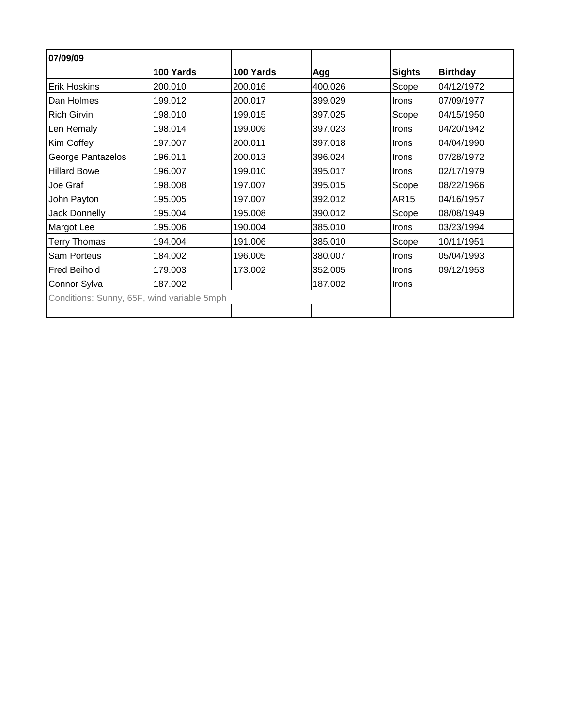| 07/09/09 | | | | | |
|---|---|---|---|---|---|
| | **100 Yards** | **100 Yards** | **Agg** | **Sights** | **Birthday** |
| Erik Hoskins | 200.010 | 200.016 | 400.026 | Scope | 04/12/1972 |
| Dan Holmes | 199.012 | 200.017 | 399.029 | Irons | 07/09/1977 |
| Rich Girvin | 198.010 | 199.015 | 397.025 | Scope | 04/15/1950 |
| Len Remaly | 198.014 | 199.009 | 397.023 | Irons | 04/20/1942 |
| Kim Coffey | 197.007 | 200.011 | 397.018 | Irons | 04/04/1990 |
| George Pantazelos | 196.011 | 200.013 | 396.024 | Irons | 07/28/1972 |
| Hillard Bowe | 196.007 | 199.010 | 395.017 | Irons | 02/17/1979 |
| Joe Graf | 198.008 | 197.007 | 395.015 | Scope | 08/22/1966 |
| John Payton | 195.005 | 197.007 | 392.012 | AR15 | 04/16/1957 |
| Jack Donnelly | 195.004 | 195.008 | 390.012 | Scope | 08/08/1949 |
| Margot Lee | 195.006 | 190.004 | 385.010 | Irons | 03/23/1994 |
| Terry Thomas | 194.004 | 191.006 | 385.010 | Scope | 10/11/1951 |
| Sam Porteus | 184.002 | 196.005 | 380.007 | Irons | 05/04/1993 |
| Fred Beihold | 179.003 | 173.002 | 352.005 | Irons | 09/12/1953 |
| Connor Sylva | 187.002 | | 187.002 | Irons | |
| Conditions: Sunny, 65F, wind variable 5mph | | | | | |
| | | | | | |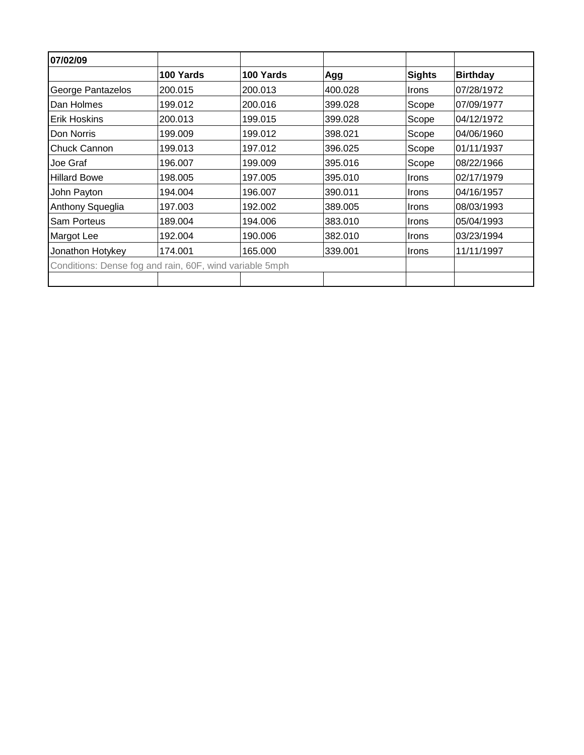| 07/02/09 | | | | | |
|---|---|---|---|---|---|
| | **100 Yards** | **100 Yards** | **Agg** | **Sights** | **Birthday** |
| George Pantazelos | 200.015 | 200.013 | 400.028 | Irons | 07/28/1972 |
| Dan Holmes | 199.012 | 200.016 | 399.028 | Scope | 07/09/1977 |
| Erik Hoskins | 200.013 | 199.015 | 399.028 | Scope | 04/12/1972 |
| Don Norris | 199.009 | 199.012 | 398.021 | Scope | 04/06/1960 |
| Chuck Cannon | 199.013 | 197.012 | 396.025 | Scope | 01/11/1937 |
| Joe Graf | 196.007 | 199.009 | 395.016 | Scope | 08/22/1966 |
| Hillard Bowe | 198.005 | 197.005 | 395.010 | Irons | 02/17/1979 |
| John Payton | 194.004 | 196.007 | 390.011 | Irons | 04/16/1957 |
| Anthony Squeglia | 197.003 | 192.002 | 389.005 | Irons | 08/03/1993 |
| Sam Porteus | 189.004 | 194.006 | 383.010 | Irons | 05/04/1993 |
| Margot Lee | 192.004 | 190.006 | 382.010 | Irons | 03/23/1994 |
| Jonathon Hotykey | 174.001 | 165.000 | 339.001 | Irons | 11/11/1997 |
| Conditions: Dense fog and rain, 60F, wind variable 5mph | | | | | |
| | | | | | |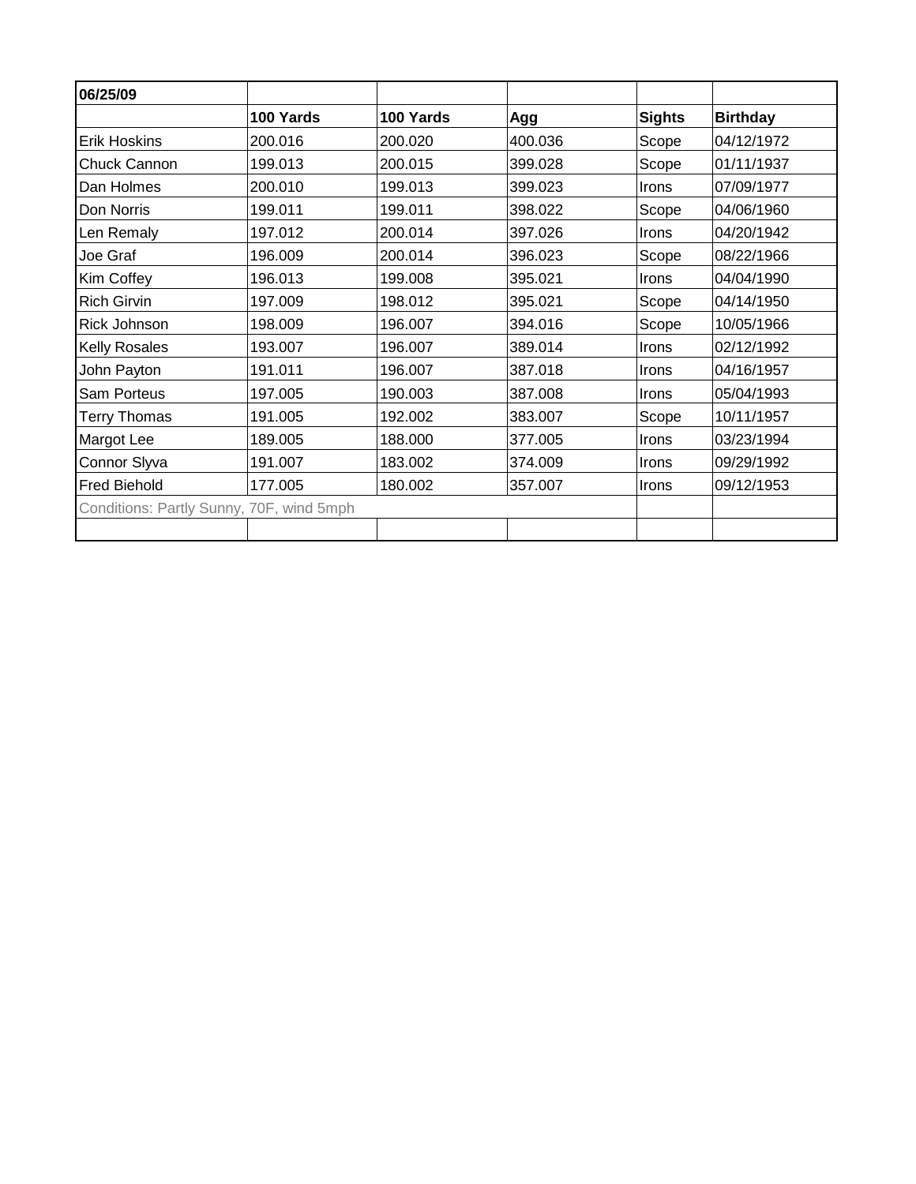| 06/25/09 | | | | | |
|---|---|---|---|---|---|
| | **100 Yards** | **100 Yards** | **Agg** | **Sights** | **Birthday** |
| Erik Hoskins | 200.016 | 200.020 | 400.036 | Scope | 04/12/1972 |
| Chuck Cannon | 199.013 | 200.015 | 399.028 | Scope | 01/11/1937 |
| Dan Holmes | 200.010 | 199.013 | 399.023 | Irons | 07/09/1977 |
| Don Norris | 199.011 | 199.011 | 398.022 | Scope | 04/06/1960 |
| Len Remaly | 197.012 | 200.014 | 397.026 | Irons | 04/20/1942 |
| Joe Graf | 196.009 | 200.014 | 396.023 | Scope | 08/22/1966 |
| Kim Coffey | 196.013 | 199.008 | 395.021 | Irons | 04/04/1990 |
| Rich Girvin | 197.009 | 198.012 | 395.021 | Scope | 04/14/1950 |
| Rick Johnson | 198.009 | 196.007 | 394.016 | Scope | 10/05/1966 |
| Kelly Rosales | 193.007 | 196.007 | 389.014 | Irons | 02/12/1992 |
| John Payton | 191.011 | 196.007 | 387.018 | Irons | 04/16/1957 |
| Sam Porteus | 197.005 | 190.003 | 387.008 | Irons | 05/04/1993 |
| Terry Thomas | 191.005 | 192.002 | 383.007 | Scope | 10/11/1957 |
| Margot Lee | 189.005 | 188.000 | 377.005 | Irons | 03/23/1994 |
| Connor Slyva | 191.007 | 183.002 | 374.009 | Irons | 09/29/1992 |
| Fred Biehold | 177.005 | 180.002 | 357.007 | Irons | 09/12/1953 |
| Conditions: Partly Sunny, 70F, wind 5mph | | | | | |
| | | | | | |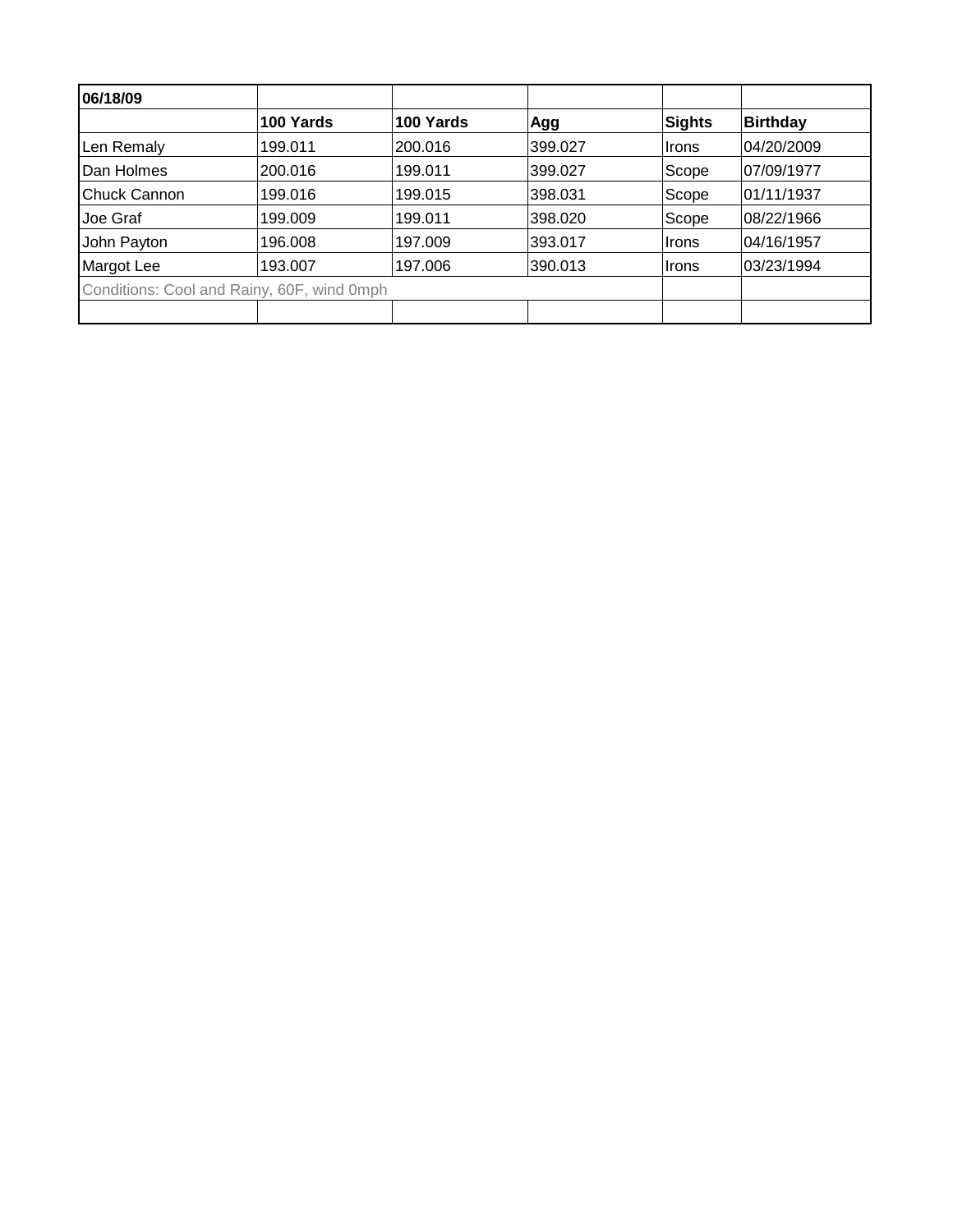| 06/18/09 | | | | | |
|---|---|---|---|---|---|
| | **100 Yards** | **100 Yards** | **Agg** | **Sights** | **Birthday** |
| Len Remaly | 199.011 | 200.016 | 399.027 | Irons | 04/20/2009 |
| Dan Holmes | 200.016 | 199.011 | 399.027 | Scope | 07/09/1977 |
| Chuck Cannon | 199.016 | 199.015 | 398.031 | Scope | 01/11/1937 |
| Joe Graf | 199.009 | 199.011 | 398.020 | Scope | 08/22/1966 |
| John Payton | 196.008 | 197.009 | 393.017 | Irons | 04/16/1957 |
| Margot Lee | 193.007 | 197.006 | 390.013 | Irons | 03/23/1994 |
| Conditions: Cool and Rainy, 60F, wind 0mph | | | | | |
| | | | | | |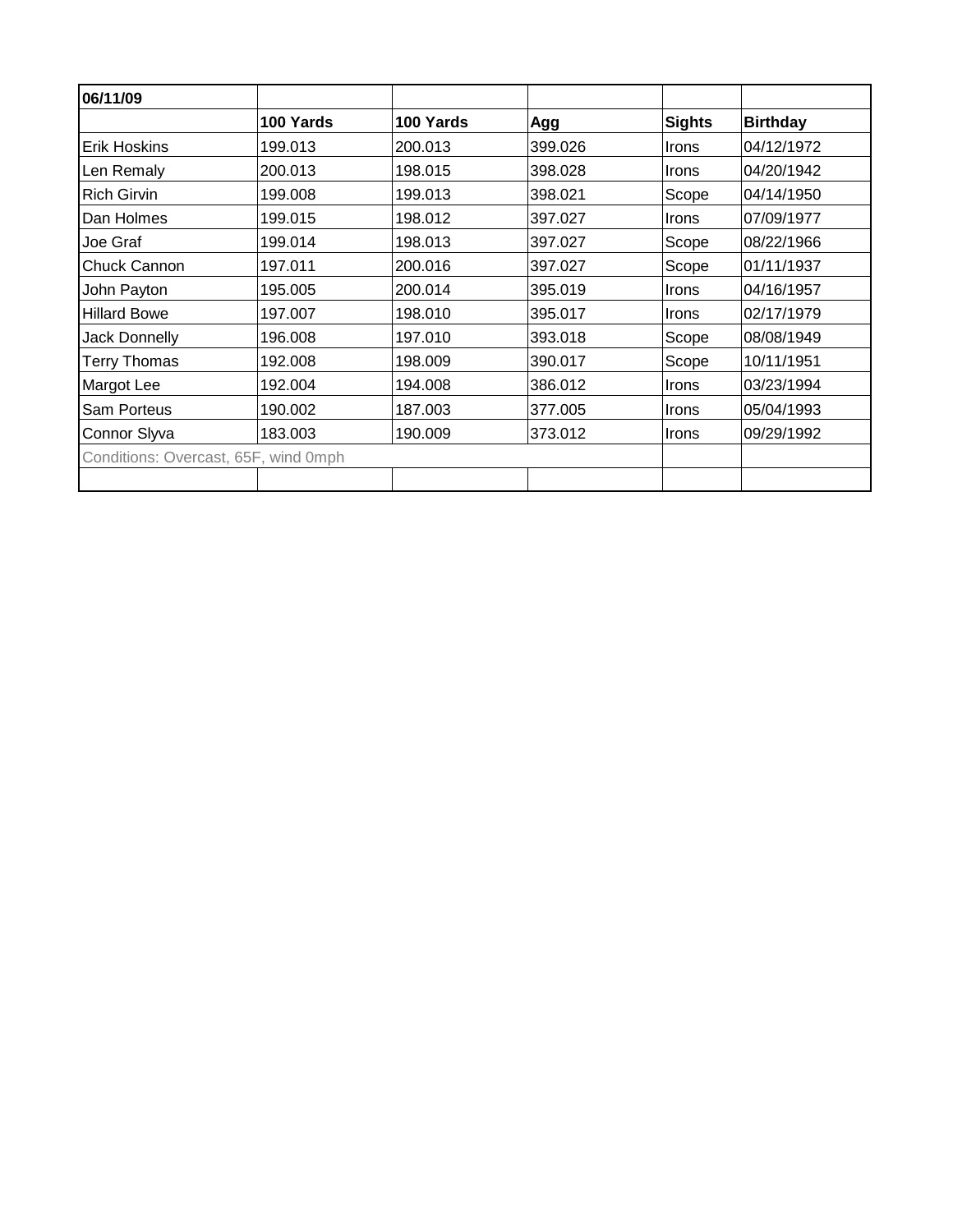| 06/11/09 | | | | | |
|---|---|---|---|---|---|
| | **100 Yards** | **100 Yards** | **Agg** | **Sights** | **Birthday** |
| Erik Hoskins | 199.013 | 200.013 | 399.026 | Irons | 04/12/1972 |
| Len Remaly | 200.013 | 198.015 | 398.028 | Irons | 04/20/1942 |
| Rich Girvin | 199.008 | 199.013 | 398.021 | Scope | 04/14/1950 |
| Dan Holmes | 199.015 | 198.012 | 397.027 | Irons | 07/09/1977 |
| Joe Graf | 199.014 | 198.013 | 397.027 | Scope | 08/22/1966 |
| Chuck Cannon | 197.011 | 200.016 | 397.027 | Scope | 01/11/1937 |
| John Payton | 195.005 | 200.014 | 395.019 | Irons | 04/16/1957 |
| Hillard Bowe | 197.007 | 198.010 | 395.017 | Irons | 02/17/1979 |
| Jack Donnelly | 196.008 | 197.010 | 393.018 | Scope | 08/08/1949 |
| Terry Thomas | 192.008 | 198.009 | 390.017 | Scope | 10/11/1951 |
| Margot Lee | 192.004 | 194.008 | 386.012 | Irons | 03/23/1994 |
| Sam Porteus | 190.002 | 187.003 | 377.005 | Irons | 05/04/1993 |
| Connor Slyva | 183.003 | 190.009 | 373.012 | Irons | 09/29/1992 |
| Conditions: Overcast, 65F, wind 0mph | | | | | |
| | | | | | |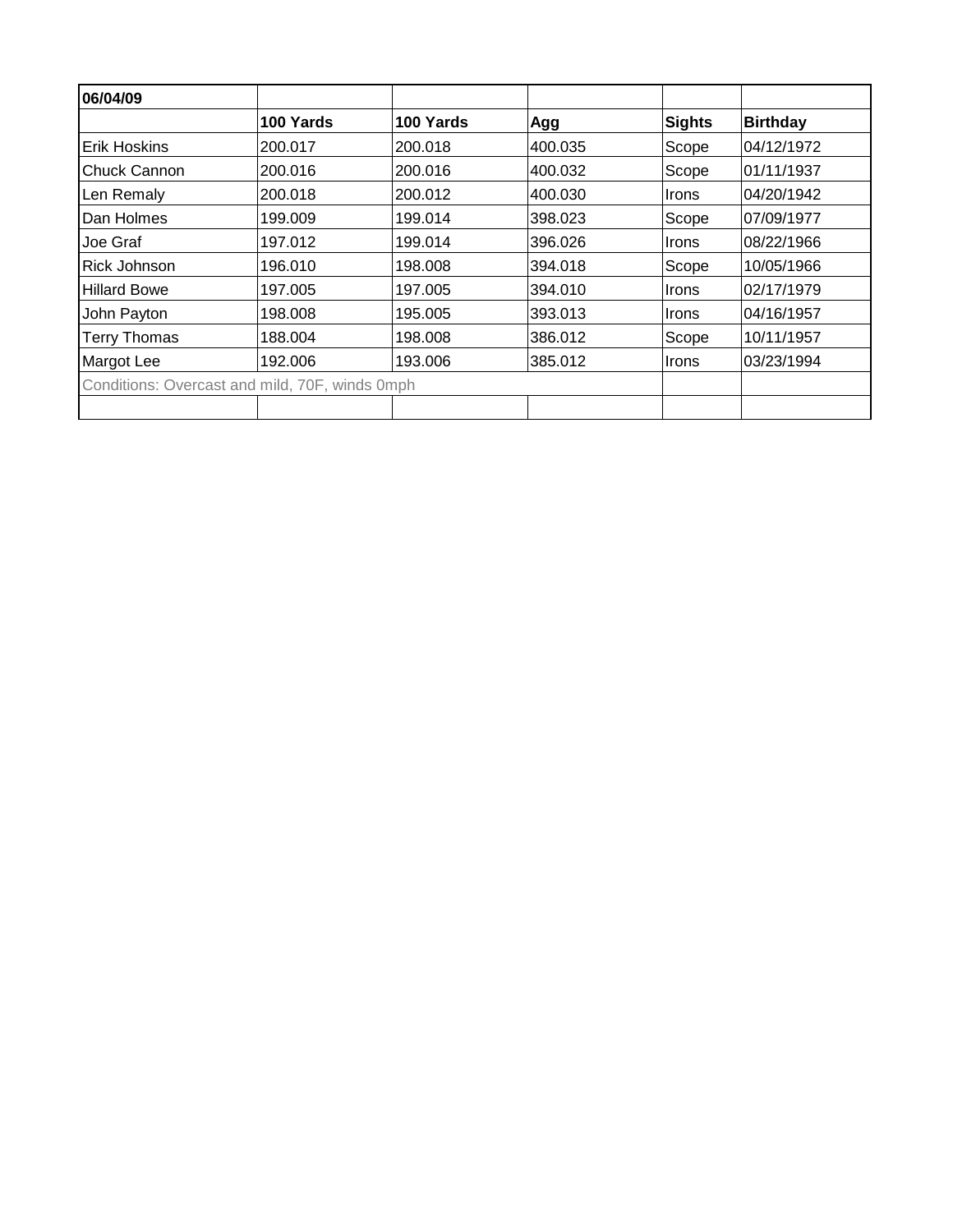| 06/04/09 | | | | | |
|---|---|---|---|---|---|
| | **100 Yards** | **100 Yards** | **Agg** | **Sights** | **Birthday** |
| Erik Hoskins | 200.017 | 200.018 | 400.035 | Scope | 04/12/1972 |
| Chuck Cannon | 200.016 | 200.016 | 400.032 | Scope | 01/11/1937 |
| Len Remaly | 200.018 | 200.012 | 400.030 | Irons | 04/20/1942 |
| Dan Holmes | 199.009 | 199.014 | 398.023 | Scope | 07/09/1977 |
| Joe Graf | 197.012 | 199.014 | 396.026 | Irons | 08/22/1966 |
| Rick Johnson | 196.010 | 198.008 | 394.018 | Scope | 10/05/1966 |
| Hillard Bowe | 197.005 | 197.005 | 394.010 | Irons | 02/17/1979 |
| John Payton | 198.008 | 195.005 | 393.013 | Irons | 04/16/1957 |
| Terry Thomas | 188.004 | 198.008 | 386.012 | Scope | 10/11/1957 |
| Margot Lee | 192.006 | 193.006 | 385.012 | Irons | 03/23/1994 |
| Conditions: Overcast and mild, 70F, winds 0mph | | | | | |
| | | | | | |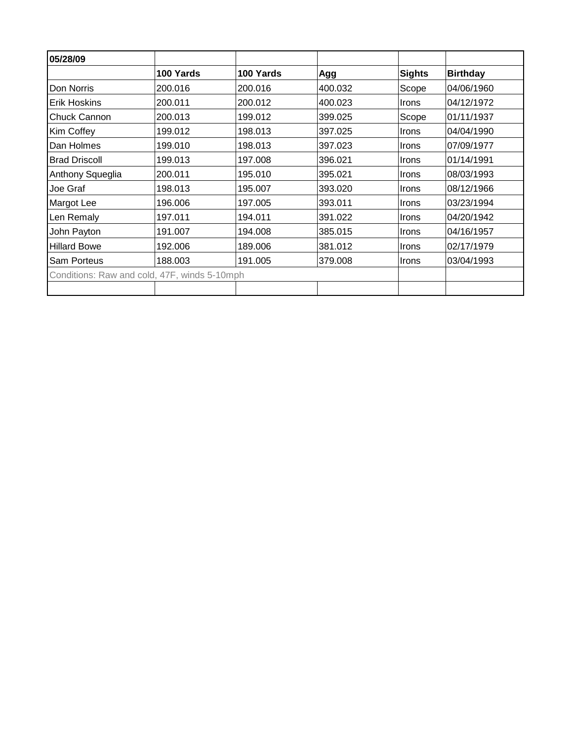| 05/28/09 | | | | | |
|---|---|---|---|---|---|
| | **100 Yards** | **100 Yards** | **Agg** | **Sights** | **Birthday** |
| Don Norris | 200.016 | 200.016 | 400.032 | Scope | 04/06/1960 |
| Erik Hoskins | 200.011 | 200.012 | 400.023 | Irons | 04/12/1972 |
| Chuck Cannon | 200.013 | 199.012 | 399.025 | Scope | 01/11/1937 |
| Kim Coffey | 199.012 | 198.013 | 397.025 | Irons | 04/04/1990 |
| Dan Holmes | 199.010 | 198.013 | 397.023 | Irons | 07/09/1977 |
| Brad Driscoll | 199.013 | 197.008 | 396.021 | Irons | 01/14/1991 |
| Anthony Squeglia | 200.011 | 195.010 | 395.021 | Irons | 08/03/1993 |
| Joe Graf | 198.013 | 195.007 | 393.020 | Irons | 08/12/1966 |
| Margot Lee | 196.006 | 197.005 | 393.011 | Irons | 03/23/1994 |
| Len Remaly | 197.011 | 194.011 | 391.022 | Irons | 04/20/1942 |
| John Payton | 191.007 | 194.008 | 385.015 | Irons | 04/16/1957 |
| Hillard Bowe | 192.006 | 189.006 | 381.012 | Irons | 02/17/1979 |
| Sam Porteus | 188.003 | 191.005 | 379.008 | Irons | 03/04/1993 |
| Conditions: Raw and cold, 47F, winds 5-10mph | | | | | |
| | | | | | |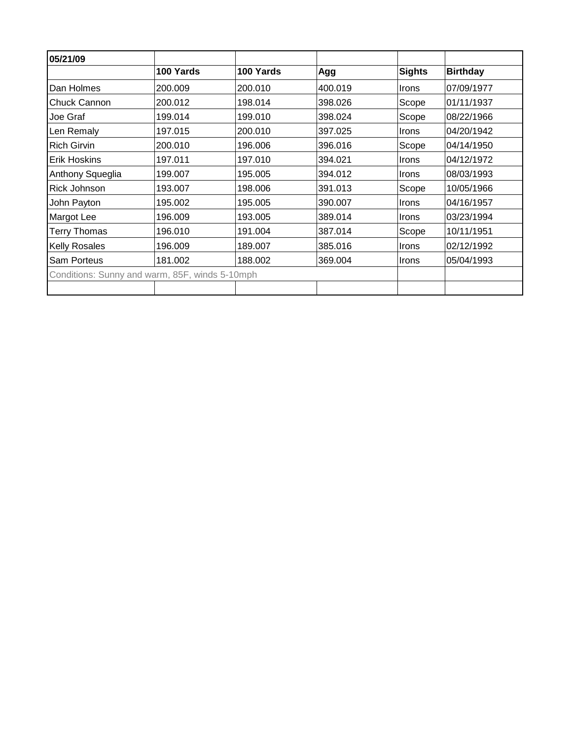| 05/21/09 | | | | | |
|---|---|---|---|---|---|
| | **100 Yards** | **100 Yards** | **Agg** | **Sights** | **Birthday** |
| Dan Holmes | 200.009 | 200.010 | 400.019 | Irons | 07/09/1977 |
| Chuck Cannon | 200.012 | 198.014 | 398.026 | Scope | 01/11/1937 |
| Joe Graf | 199.014 | 199.010 | 398.024 | Scope | 08/22/1966 |
| Len Remaly | 197.015 | 200.010 | 397.025 | Irons | 04/20/1942 |
| Rich Girvin | 200.010 | 196.006 | 396.016 | Scope | 04/14/1950 |
| Erik Hoskins | 197.011 | 197.010 | 394.021 | Irons | 04/12/1972 |
| Anthony Squeglia | 199.007 | 195.005 | 394.012 | Irons | 08/03/1993 |
| Rick Johnson | 193.007 | 198.006 | 391.013 | Scope | 10/05/1966 |
| John Payton | 195.002 | 195.005 | 390.007 | Irons | 04/16/1957 |
| Margot Lee | 196.009 | 193.005 | 389.014 | Irons | 03/23/1994 |
| Terry Thomas | 196.010 | 191.004 | 387.014 | Scope | 10/11/1951 |
| Kelly Rosales | 196.009 | 189.007 | 385.016 | Irons | 02/12/1992 |
| Sam Porteus | 181.002 | 188.002 | 369.004 | Irons | 05/04/1993 |
| Conditions: Sunny and warm, 85F, winds 5-10mph | | | | | |
| | | | | | |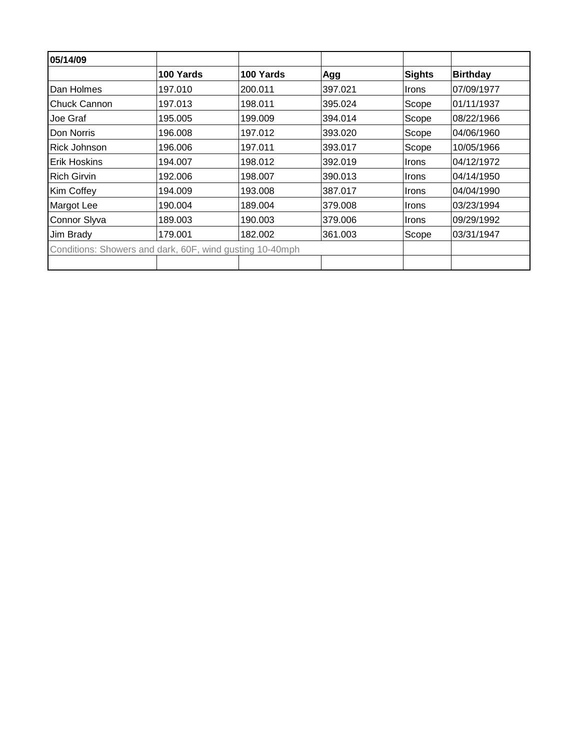| 05/14/09 | | | | | |
|---|---|---|---|---|---|
| | **100 Yards** | **100 Yards** | **Agg** | **Sights** | **Birthday** |
| Dan Holmes | 197.010 | 200.011 | 397.021 | Irons | 07/09/1977 |
| Chuck Cannon | 197.013 | 198.011 | 395.024 | Scope | 01/11/1937 |
| Joe Graf | 195.005 | 199.009 | 394.014 | Scope | 08/22/1966 |
| Don Norris | 196.008 | 197.012 | 393.020 | Scope | 04/06/1960 |
| Rick Johnson | 196.006 | 197.011 | 393.017 | Scope | 10/05/1966 |
| Erik Hoskins | 194.007 | 198.012 | 392.019 | Irons | 04/12/1972 |
| Rich Girvin | 192.006 | 198.007 | 390.013 | Irons | 04/14/1950 |
| Kim Coffey | 194.009 | 193.008 | 387.017 | Irons | 04/04/1990 |
| Margot Lee | 190.004 | 189.004 | 379.008 | Irons | 03/23/1994 |
| Connor Slyva | 189.003 | 190.003 | 379.006 | Irons | 09/29/1992 |
| Jim Brady | 179.001 | 182.002 | 361.003 | Scope | 03/31/1947 |
| Conditions: Showers and dark, 60F, wind gusting 10-40mph | | | | | |
| | | | | | |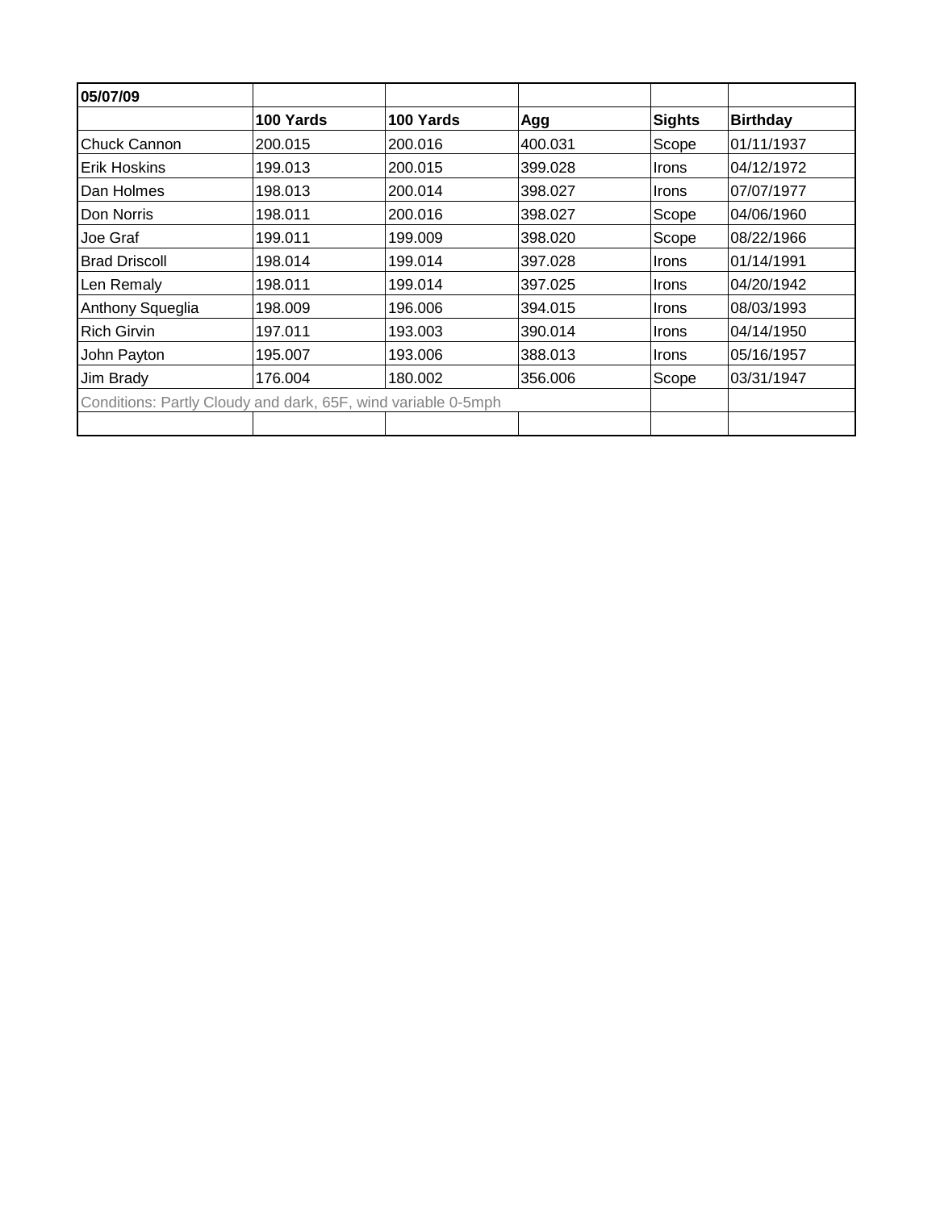| 05/07/09 | | | | | |
|---|---|---|---|---|---|
| | **100 Yards** | **100 Yards** | **Agg** | **Sights** | **Birthday** |
| Chuck Cannon | 200.015 | 200.016 | 400.031 | Scope | 01/11/1937 |
| Erik Hoskins | 199.013 | 200.015 | 399.028 | Irons | 04/12/1972 |
| Dan Holmes | 198.013 | 200.014 | 398.027 | Irons | 07/07/1977 |
| Don Norris | 198.011 | 200.016 | 398.027 | Scope | 04/06/1960 |
| Joe Graf | 199.011 | 199.009 | 398.020 | Scope | 08/22/1966 |
| Brad Driscoll | 198.014 | 199.014 | 397.028 | Irons | 01/14/1991 |
| Len Remaly | 198.011 | 199.014 | 397.025 | Irons | 04/20/1942 |
| Anthony Squeglia | 198.009 | 196.006 | 394.015 | Irons | 08/03/1993 |
| Rich Girvin | 197.011 | 193.003 | 390.014 | Irons | 04/14/1950 |
| John Payton | 195.007 | 193.006 | 388.013 | Irons | 05/16/1957 |
| Jim Brady | 176.004 | 180.002 | 356.006 | Scope | 03/31/1947 |
| Conditions: Partly Cloudy and dark, 65F, wind variable 0-5mph | | | | | |
| | | | | | |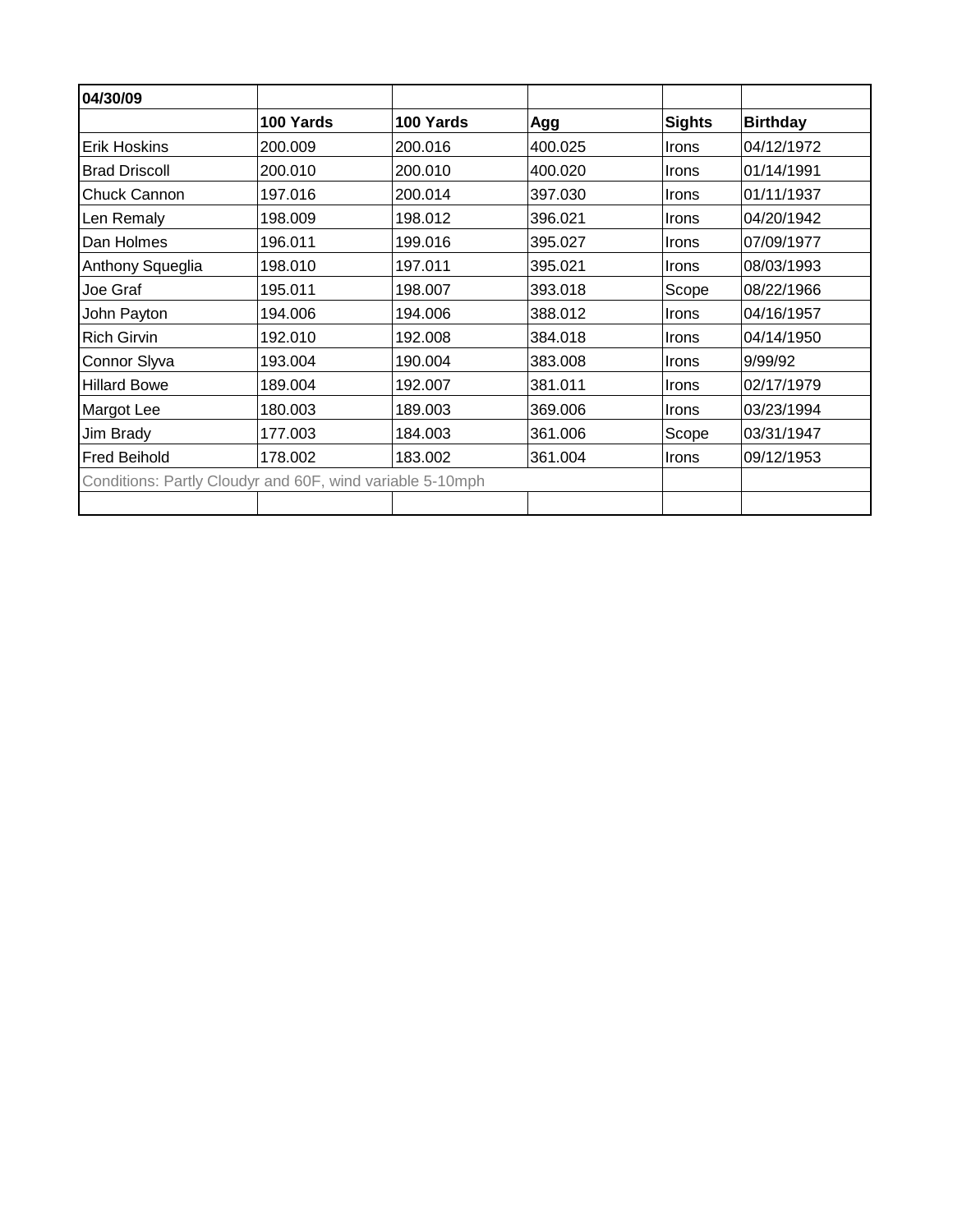| 04/30/09 | | | | | |
|---|---|---|---|---|---|
| | **100 Yards** | **100 Yards** | **Agg** | **Sights** | **Birthday** |
| Erik Hoskins | 200.009 | 200.016 | 400.025 | Irons | 04/12/1972 |
| Brad Driscoll | 200.010 | 200.010 | 400.020 | Irons | 01/14/1991 |
| Chuck Cannon | 197.016 | 200.014 | 397.030 | Irons | 01/11/1937 |
| Len Remaly | 198.009 | 198.012 | 396.021 | Irons | 04/20/1942 |
| Dan Holmes | 196.011 | 199.016 | 395.027 | Irons | 07/09/1977 |
| Anthony Squeglia | 198.010 | 197.011 | 395.021 | Irons | 08/03/1993 |
| Joe Graf | 195.011 | 198.007 | 393.018 | Scope | 08/22/1966 |
| John Payton | 194.006 | 194.006 | 388.012 | Irons | 04/16/1957 |
| Rich Girvin | 192.010 | 192.008 | 384.018 | Irons | 04/14/1950 |
| Connor Slyva | 193.004 | 190.004 | 383.008 | Irons | 9/99/92 |
| Hillard Bowe | 189.004 | 192.007 | 381.011 | Irons | 02/17/1979 |
| Margot Lee | 180.003 | 189.003 | 369.006 | Irons | 03/23/1994 |
| Jim Brady | 177.003 | 184.003 | 361.006 | Scope | 03/31/1947 |
| Fred Beihold | 178.002 | 183.002 | 361.004 | Irons | 09/12/1953 |
| Conditions: Partly Cloudyr and 60F, wind variable 5-10mph | | | | | |
| | | | | | |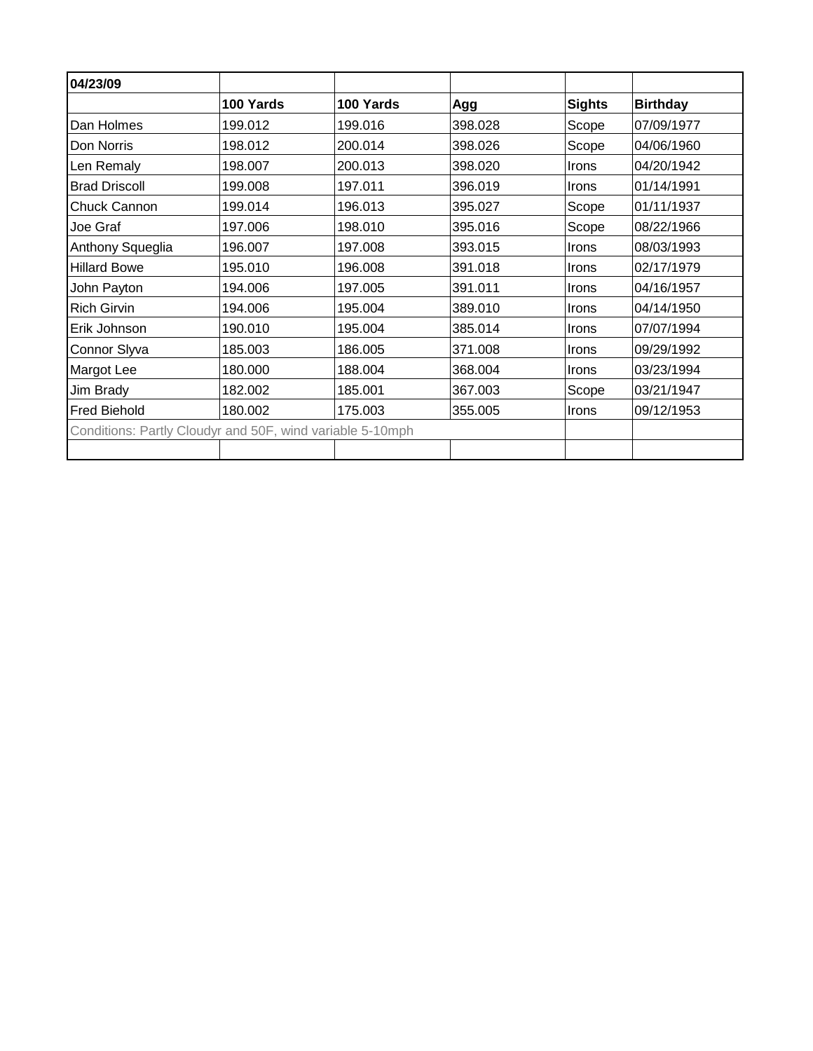| 04/23/09 | | | | | |
|---|---|---|---|---|---|
| | **100 Yards** | **100 Yards** | **Agg** | **Sights** | **Birthday** |
| Dan Holmes | 199.012 | 199.016 | 398.028 | Scope | 07/09/1977 |
| Don Norris | 198.012 | 200.014 | 398.026 | Scope | 04/06/1960 |
| Len Remaly | 198.007 | 200.013 | 398.020 | Irons | 04/20/1942 |
| Brad Driscoll | 199.008 | 197.011 | 396.019 | Irons | 01/14/1991 |
| Chuck Cannon | 199.014 | 196.013 | 395.027 | Scope | 01/11/1937 |
| Joe Graf | 197.006 | 198.010 | 395.016 | Scope | 08/22/1966 |
| Anthony Squeglia | 196.007 | 197.008 | 393.015 | Irons | 08/03/1993 |
| Hillard Bowe | 195.010 | 196.008 | 391.018 | Irons | 02/17/1979 |
| John Payton | 194.006 | 197.005 | 391.011 | Irons | 04/16/1957 |
| Rich Girvin | 194.006 | 195.004 | 389.010 | Irons | 04/14/1950 |
| Erik Johnson | 190.010 | 195.004 | 385.014 | Irons | 07/07/1994 |
| Connor Slyva | 185.003 | 186.005 | 371.008 | Irons | 09/29/1992 |
| Margot Lee | 180.000 | 188.004 | 368.004 | Irons | 03/23/1994 |
| Jim Brady | 182.002 | 185.001 | 367.003 | Scope | 03/21/1947 |
| Fred Biehold | 180.002 | 175.003 | 355.005 | Irons | 09/12/1953 |
| Conditions: Partly Cloudyr and 50F, wind variable 5-10mph | | | | | |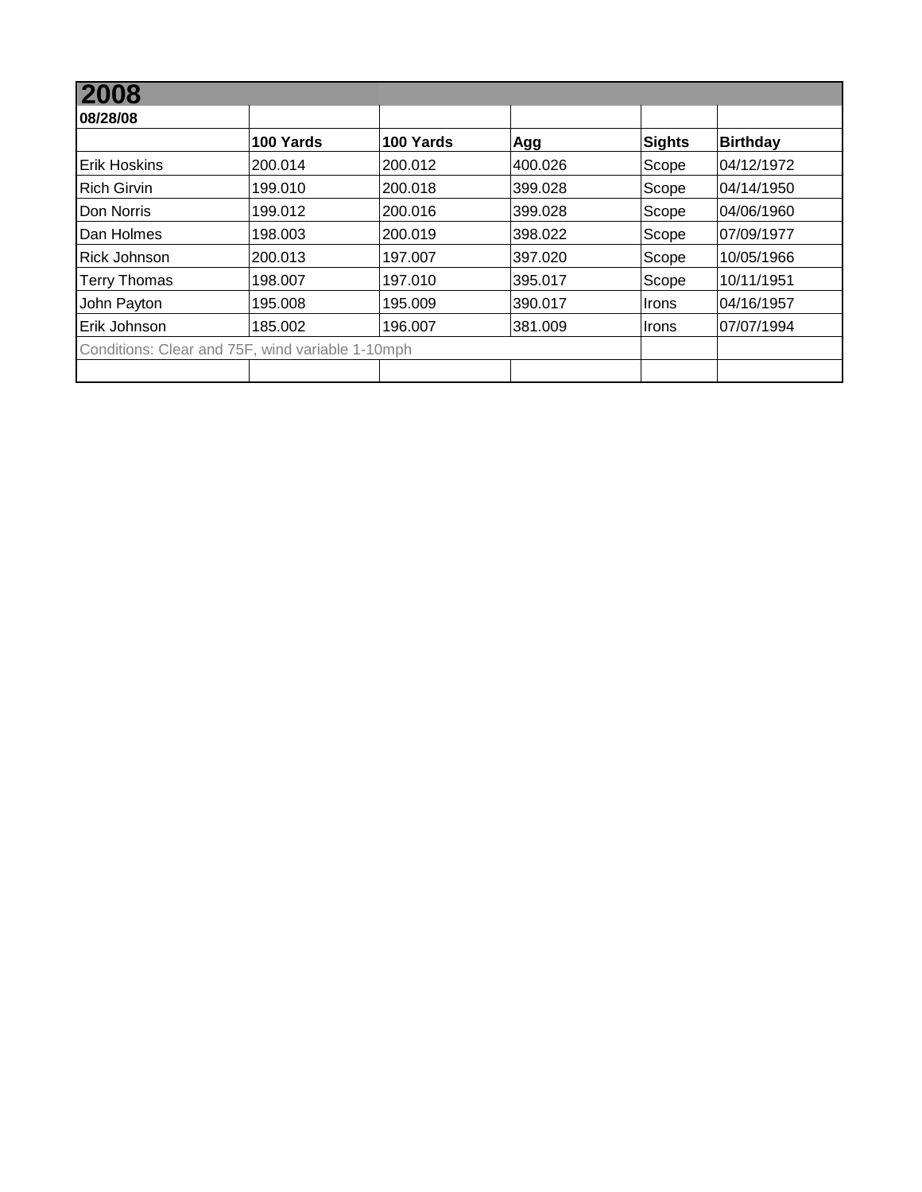# 2008

| 08/28/08 | | | | | |
|---|---|---|---|---|---|
| | **100 Yards** | **100 Yards** | **Agg** | **Sights** | **Birthday** |
| Erik Hoskins | 200.014 | 200.012 | 400.026 | Scope | 04/12/1972 |
| Rich Girvin | 199.010 | 200.018 | 399.028 | Scope | 04/14/1950 |
| Don Norris | 199.012 | 200.016 | 399.028 | Scope | 04/06/1960 |
| Dan Holmes | 198.003 | 200.019 | 398.022 | Scope | 07/09/1977 |
| Rick Johnson | 200.013 | 197.007 | 397.020 | Scope | 10/05/1966 |
| Terry Thomas | 198.007 | 197.010 | 395.017 | Scope | 10/11/1951 |
| John Payton | 195.008 | 195.009 | 390.017 | Irons | 04/16/1957 |
| Erik Johnson | 185.002 | 196.007 | 381.009 | Irons | 07/07/1994 |
| Conditions: Clear and 75F, wind variable 1-10mph | | | | | |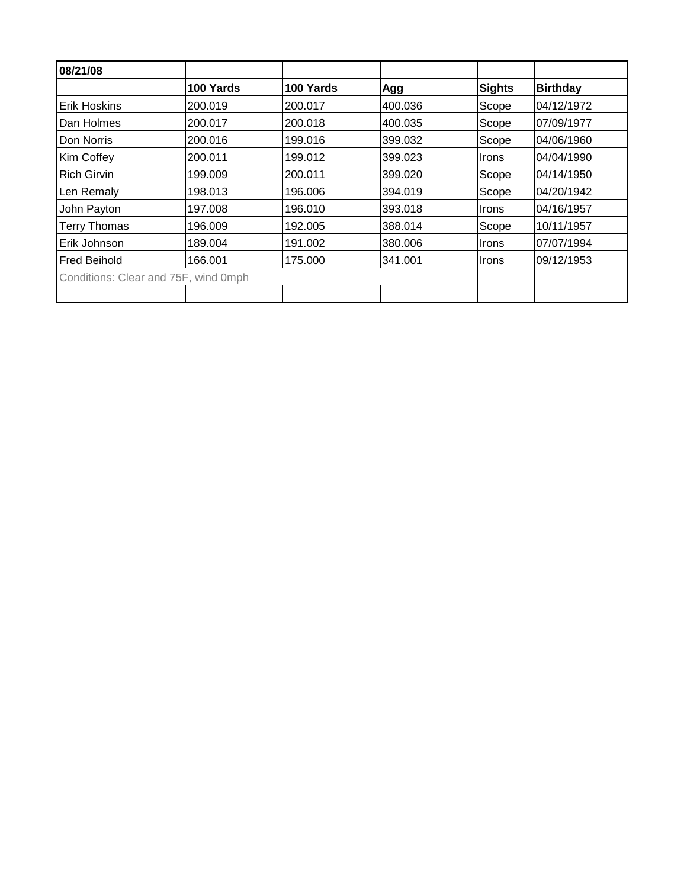| 08/21/08 | | | | | |
|---|---|---|---|---|---|
| | **100 Yards** | **100 Yards** | **Agg** | **Sights** | **Birthday** |
| Erik Hoskins | 200.019 | 200.017 | 400.036 | Scope | 04/12/1972 |
| Dan Holmes | 200.017 | 200.018 | 400.035 | Scope | 07/09/1977 |
| Don Norris | 200.016 | 199.016 | 399.032 | Scope | 04/06/1960 |
| Kim Coffey | 200.011 | 199.012 | 399.023 | Irons | 04/04/1990 |
| Rich Girvin | 199.009 | 200.011 | 399.020 | Scope | 04/14/1950 |
| Len Remaly | 198.013 | 196.006 | 394.019 | Scope | 04/20/1942 |
| John Payton | 197.008 | 196.010 | 393.018 | Irons | 04/16/1957 |
| Terry Thomas | 196.009 | 192.005 | 388.014 | Scope | 10/11/1957 |
| Erik Johnson | 189.004 | 191.002 | 380.006 | Irons | 07/07/1994 |
| Fred Beihold | 166.001 | 175.000 | 341.001 | Irons | 09/12/1953 |
| Conditions: Clear and 75F, wind 0mph | | | | | |
| | | | | | |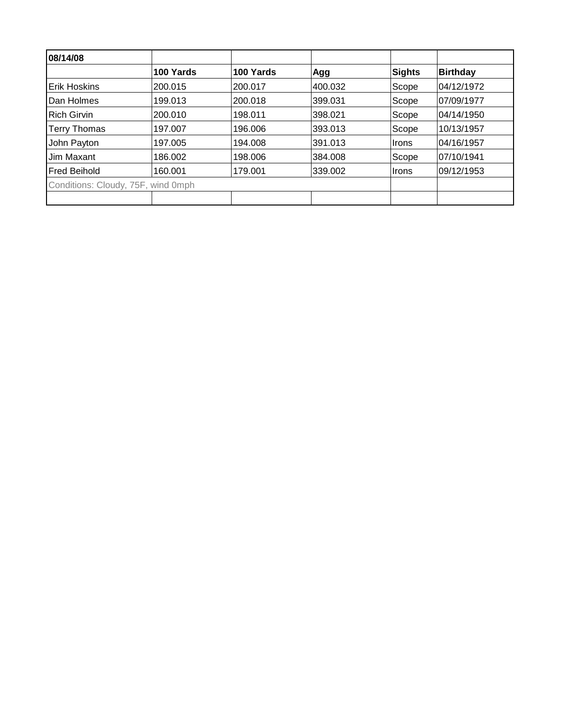| 08/14/08 | | | | | |
|---|---|---|---|---|---|
| | **100 Yards** | **100 Yards** | **Agg** | **Sights** | **Birthday** |
| Erik Hoskins | 200.015 | 200.017 | 400.032 | Scope | 04/12/1972 |
| Dan Holmes | 199.013 | 200.018 | 399.031 | Scope | 07/09/1977 |
| Rich Girvin | 200.010 | 198.011 | 398.021 | Scope | 04/14/1950 |
| Terry Thomas | 197.007 | 196.006 | 393.013 | Scope | 10/13/1957 |
| John Payton | 197.005 | 194.008 | 391.013 | Irons | 04/16/1957 |
| Jim Maxant | 186.002 | 198.006 | 384.008 | Scope | 07/10/1941 |
| Fred Beihold | 160.001 | 179.001 | 339.002 | Irons | 09/12/1953 |
| Conditions: Cloudy, 75F, wind 0mph | | | | | |
| | | | | | |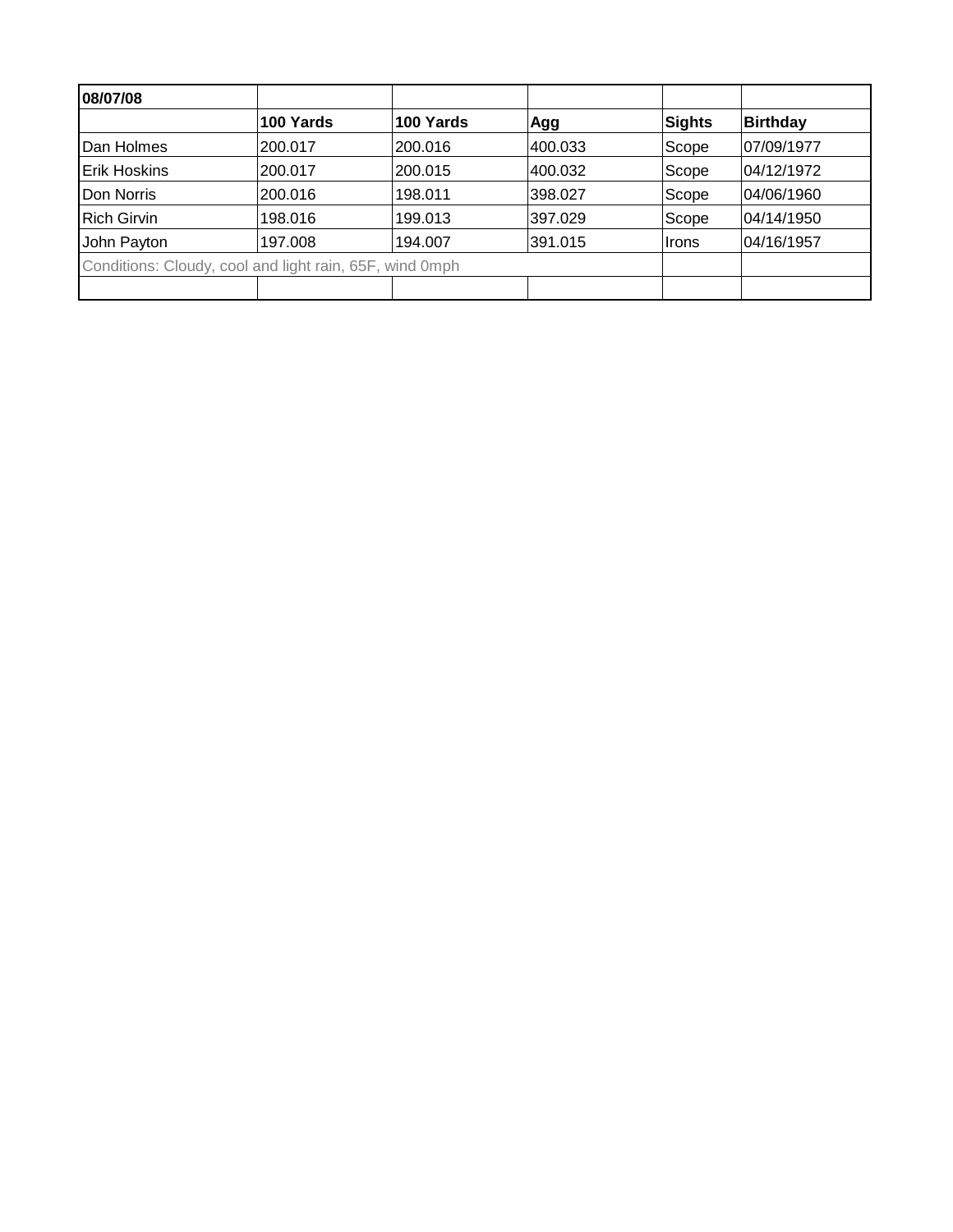| 08/07/08 | | | | | |
|---|---|---|---|---|---|
| | **100 Yards** | **100 Yards** | **Agg** | **Sights** | **Birthday** |
| Dan Holmes | 200.017 | 200.016 | 400.033 | Scope | 07/09/1977 |
| Erik Hoskins | 200.017 | 200.015 | 400.032 | Scope | 04/12/1972 |
| Don Norris | 200.016 | 198.011 | 398.027 | Scope | 04/06/1960 |
| Rich Girvin | 198.016 | 199.013 | 397.029 | Scope | 04/14/1950 |
| John Payton | 197.008 | 194.007 | 391.015 | Irons | 04/16/1957 |
| Conditions: Cloudy, cool and light rain, 65F, wind 0mph | | | | | |
| | | | | | |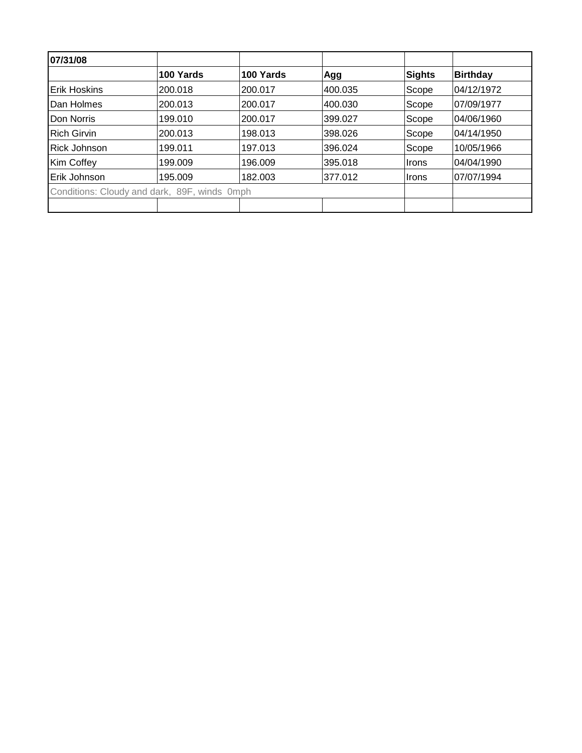| 07/31/08 | | | | | |
| --- | --- | --- | --- | --- | --- |
| | **100 Yards** | **100 Yards** | **Agg** | **Sights** | **Birthday** |
| Erik Hoskins | 200.018 | 200.017 | 400.035 | Scope | 04/12/1972 |
| Dan Holmes | 200.013 | 200.017 | 400.030 | Scope | 07/09/1977 |
| Don Norris | 199.010 | 200.017 | 399.027 | Scope | 04/06/1960 |
| Rich Girvin | 200.013 | 198.013 | 398.026 | Scope | 04/14/1950 |
| Rick Johnson | 199.011 | 197.013 | 396.024 | Scope | 10/05/1966 |
| Kim Coffey | 199.009 | 196.009 | 395.018 | Irons | 04/04/1990 |
| Erik Johnson | 195.009 | 182.003 | 377.012 | Irons | 07/07/1994 |
| Conditions: Cloudy and dark, 89F, winds 0mph | | | | | |
| | | | | | |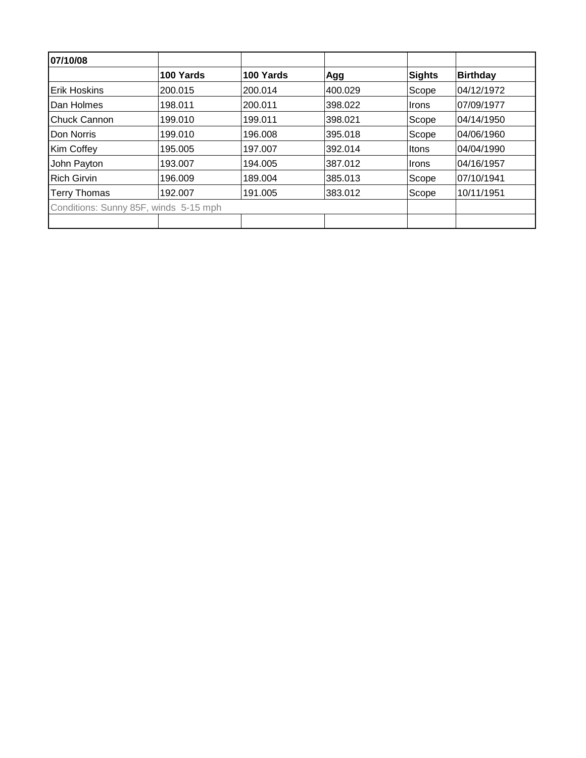| 07/10/08 | | | | | |
|---|---|---|---|---|---|
| | **100 Yards** | **100 Yards** | **Agg** | **Sights** | **Birthday** |
| Erik Hoskins | 200.015 | 200.014 | 400.029 | Scope | 04/12/1972 |
| Dan Holmes | 198.011 | 200.011 | 398.022 | Irons | 07/09/1977 |
| Chuck Cannon | 199.010 | 199.011 | 398.021 | Scope | 04/14/1950 |
| Don Norris | 199.010 | 196.008 | 395.018 | Scope | 04/06/1960 |
| Kim Coffey | 195.005 | 197.007 | 392.014 | Itons | 04/04/1990 |
| John Payton | 193.007 | 194.005 | 387.012 | Irons | 04/16/1957 |
| Rich Girvin | 196.009 | 189.004 | 385.013 | Scope | 07/10/1941 |
| Terry Thomas | 192.007 | 191.005 | 383.012 | Scope | 10/11/1951 |
| Conditions: Sunny 85F, winds 5-15 mph | | | | | |
| | | | | | |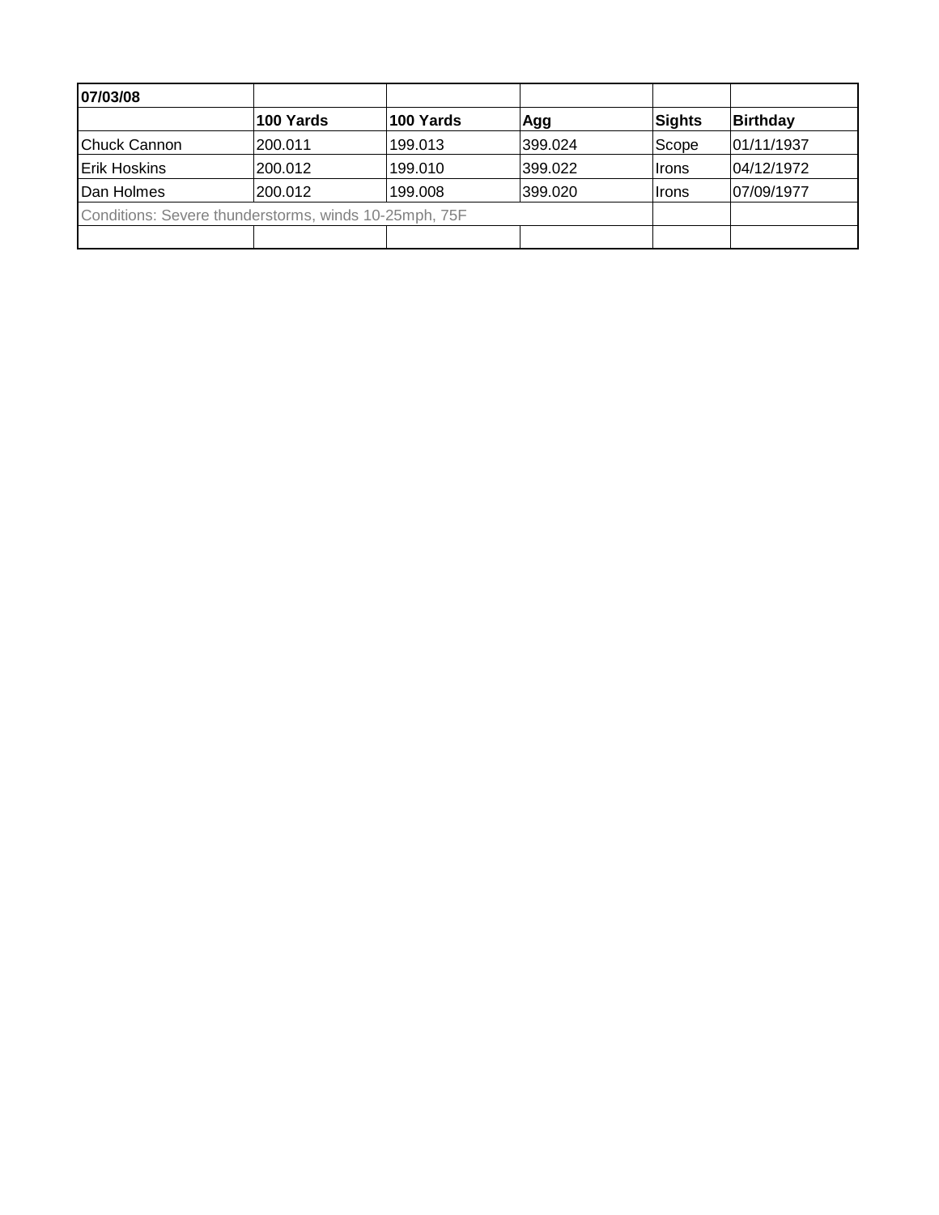| 07/03/08 | | | | | |
|---|---|---|---|---|---|
| | **100 Yards** | **100 Yards** | **Agg** | **Sights** | **Birthday** |
| Chuck Cannon | 200.011 | 199.013 | 399.024 | Scope | 01/11/1937 |
| Erik Hoskins | 200.012 | 199.010 | 399.022 | Irons | 04/12/1972 |
| Dan Holmes | 200.012 | 199.008 | 399.020 | Irons | 07/09/1977 |
| Conditions: Severe thunderstorms, winds 10-25mph, 75F | | | | | |
| | | | | | |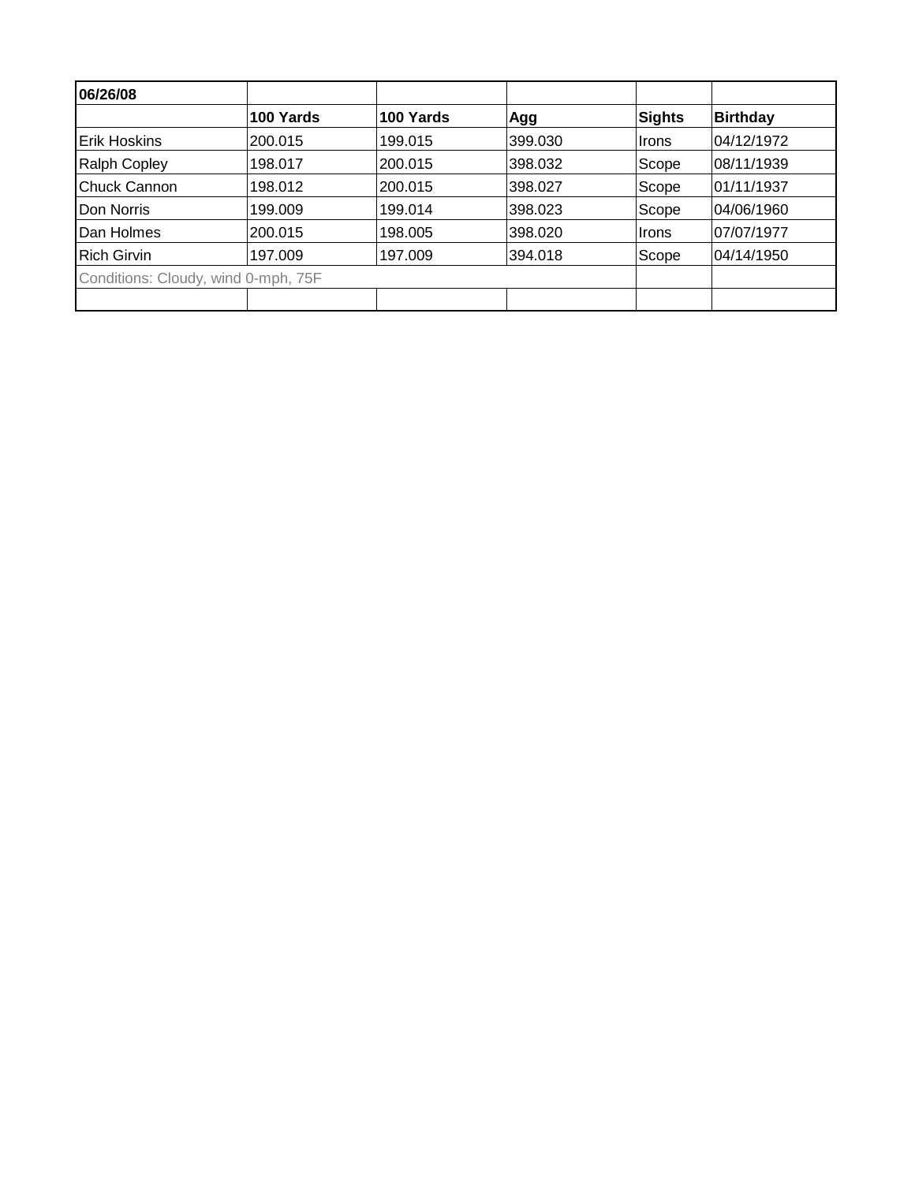| 06/26/08 | | | | | |
|---|---|---|---|---|---|
| | **100 Yards** | **100 Yards** | **Agg** | **Sights** | **Birthday** |
| Erik Hoskins | 200.015 | 199.015 | 399.030 | Irons | 04/12/1972 |
| Ralph Copley | 198.017 | 200.015 | 398.032 | Scope | 08/11/1939 |
| Chuck Cannon | 198.012 | 200.015 | 398.027 | Scope | 01/11/1937 |
| Don Norris | 199.009 | 199.014 | 398.023 | Scope | 04/06/1960 |
| Dan Holmes | 200.015 | 198.005 | 398.020 | Irons | 07/07/1977 |
| Rich Girvin | 197.009 | 197.009 | 394.018 | Scope | 04/14/1950 |
| Conditions: Cloudy, wind 0-mph, 75F | | | | | |
| | | | | | |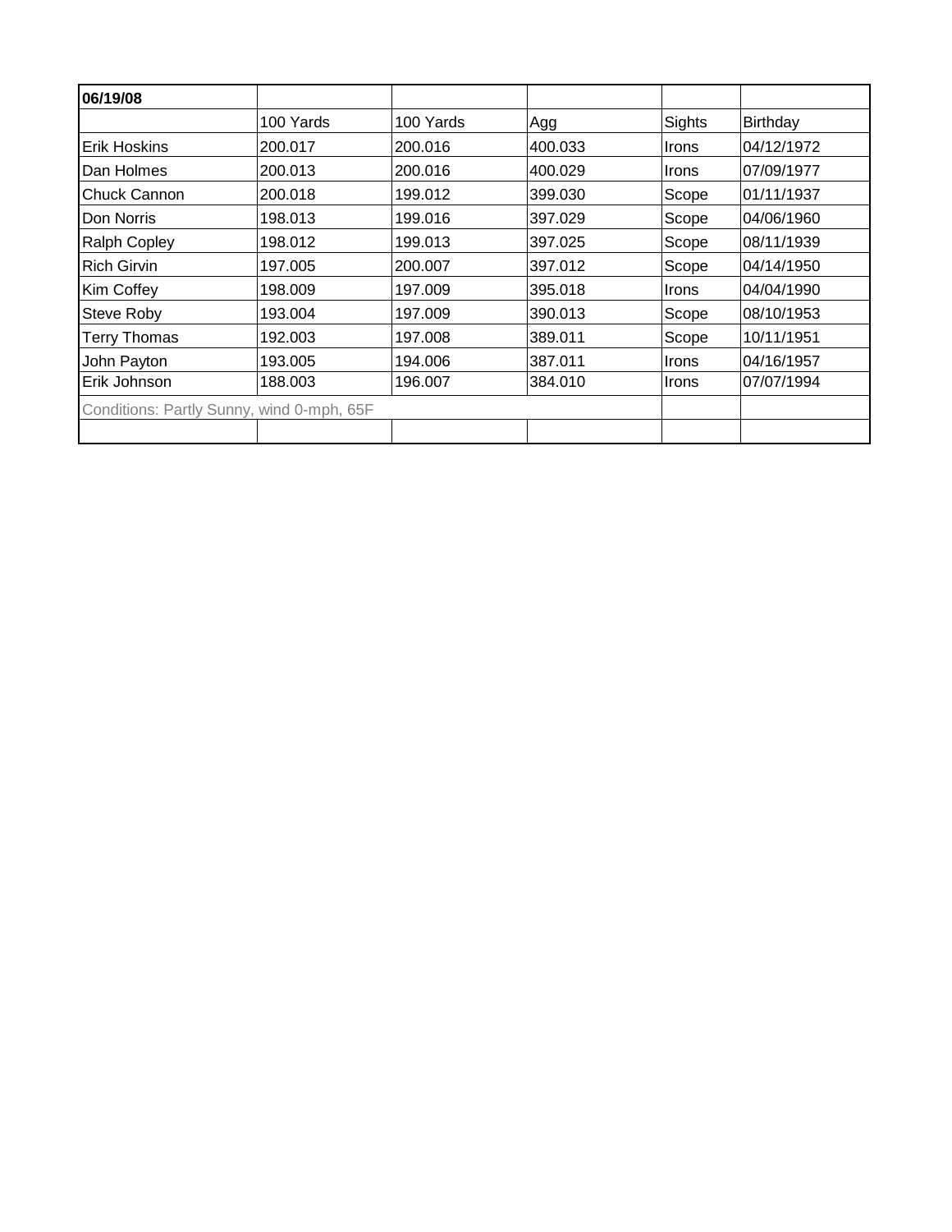| **06/19/08** | | | | | |
|---|---|---|---|---|---|
| | 100 Yards | 100 Yards | Agg | Sights | Birthday |
| Erik Hoskins | 200.017 | 200.016 | 400.033 | Irons | 04/12/1972 |
| Dan Holmes | 200.013 | 200.016 | 400.029 | Irons | 07/09/1977 |
| Chuck Cannon | 200.018 | 199.012 | 399.030 | Scope | 01/11/1937 |
| Don Norris | 198.013 | 199.016 | 397.029 | Scope | 04/06/1960 |
| Ralph Copley | 198.012 | 199.013 | 397.025 | Scope | 08/11/1939 |
| Rich Girvin | 197.005 | 200.007 | 397.012 | Scope | 04/14/1950 |
| Kim Coffey | 198.009 | 197.009 | 395.018 | Irons | 04/04/1990 |
| Steve Roby | 193.004 | 197.009 | 390.013 | Scope | 08/10/1953 |
| Terry Thomas | 192.003 | 197.008 | 389.011 | Scope | 10/11/1951 |
| John Payton | 193.005 | 194.006 | 387.011 | Irons | 04/16/1957 |
| Erik Johnson | 188.003 | 196.007 | 384.010 | Irons | 07/07/1994 |
| Conditions: Partly Sunny, wind 0-mph, 65F | | | | | |
| | | | | | |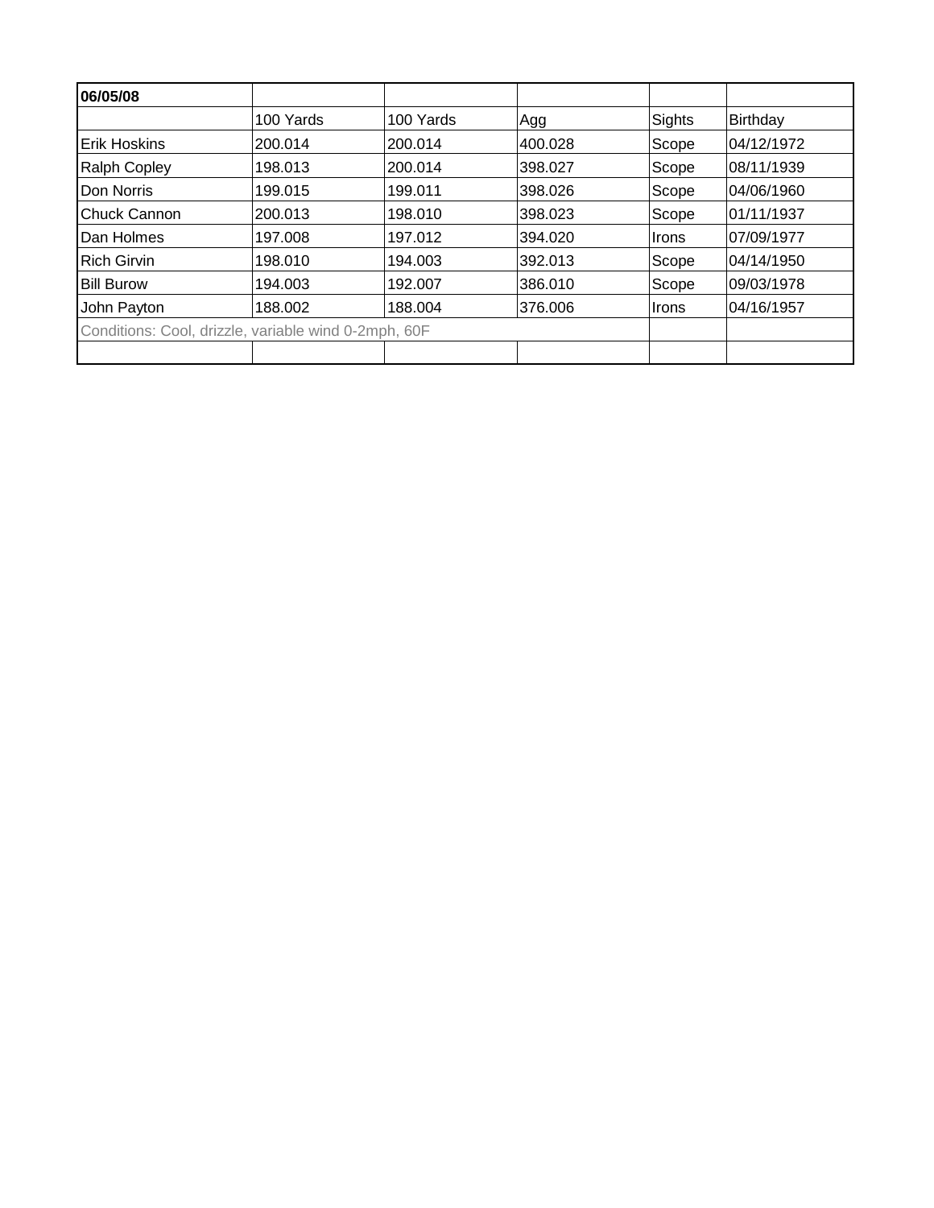| 06/05/08 | | | | | |
|---|---|---|---|---|---|
| | 100 Yards | 100 Yards | Agg | Sights | Birthday |
| Erik Hoskins | 200.014 | 200.014 | 400.028 | Scope | 04/12/1972 |
| Ralph Copley | 198.013 | 200.014 | 398.027 | Scope | 08/11/1939 |
| Don Norris | 199.015 | 199.011 | 398.026 | Scope | 04/06/1960 |
| Chuck Cannon | 200.013 | 198.010 | 398.023 | Scope | 01/11/1937 |
| Dan Holmes | 197.008 | 197.012 | 394.020 | Irons | 07/09/1977 |
| Rich Girvin | 198.010 | 194.003 | 392.013 | Scope | 04/14/1950 |
| Bill Burow | 194.003 | 192.007 | 386.010 | Scope | 09/03/1978 |
| John Payton | 188.002 | 188.004 | 376.006 | Irons | 04/16/1957 |
| Conditions: Cool, drizzle, variable wind 0-2mph, 60F | | | | | |
| | | | | | |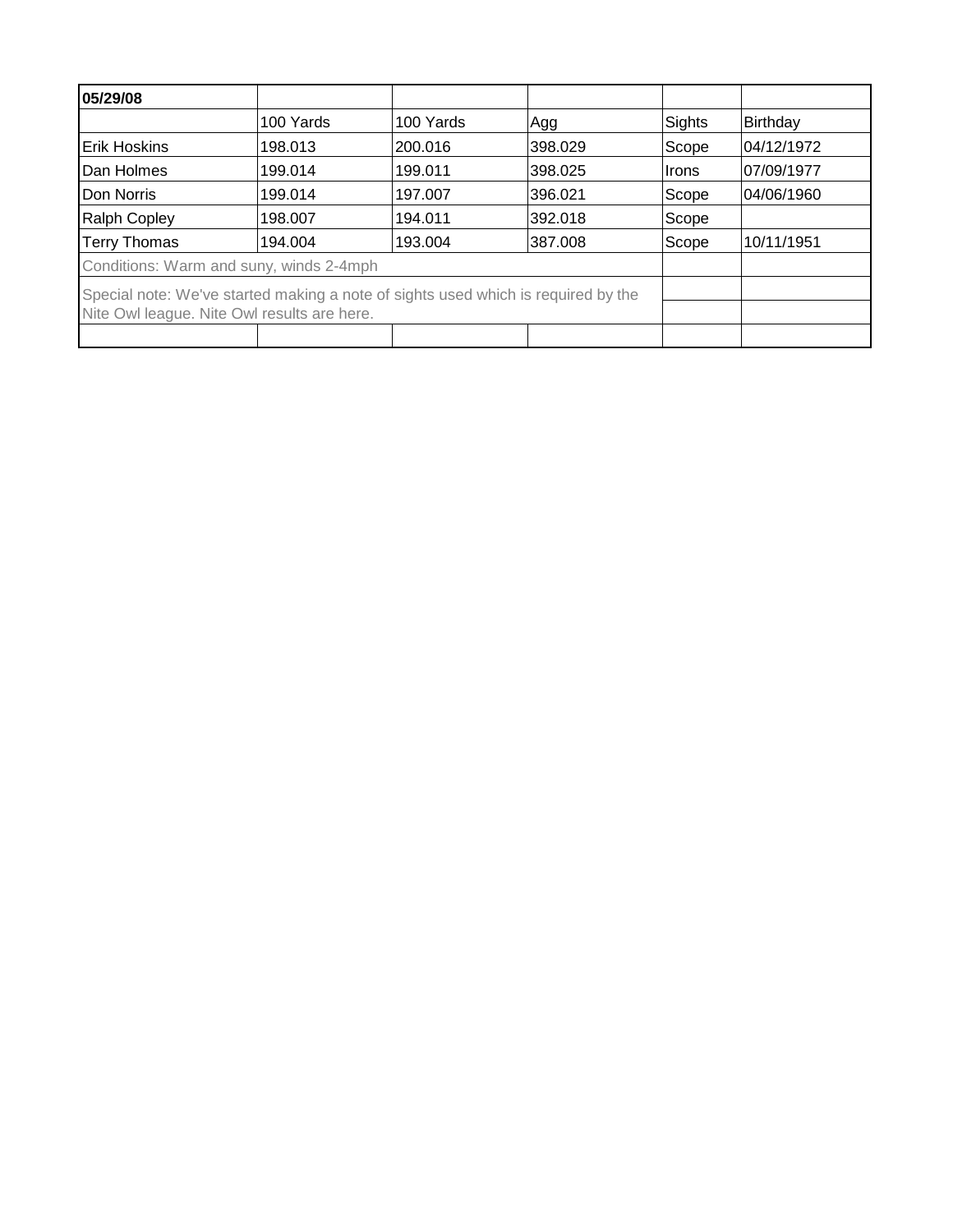| **05/29/08** | | | | | |
|---|---|---|---|---|---|
| | 100 Yards | 100 Yards | Agg | Sights | Birthday |
| Erik Hoskins | 198.013 | 200.016 | 398.029 | Scope | 04/12/1972 |
| Dan Holmes | 199.014 | 199.011 | 398.025 | Irons | 07/09/1977 |
| Don Norris | 199.014 | 197.007 | 396.021 | Scope | 04/06/1960 |
| Ralph Copley | 198.007 | 194.011 | 392.018 | Scope | |
| Terry Thomas | 194.004 | 193.004 | 387.008 | Scope | 10/11/1951 |
| Conditions: Warm and suny, winds 2-4mph | | | | | |
| Special note: We've started making a note of sights used which is required by the Nite Owl league. Nite Owl results are here. | | | | | |
| | | | | | |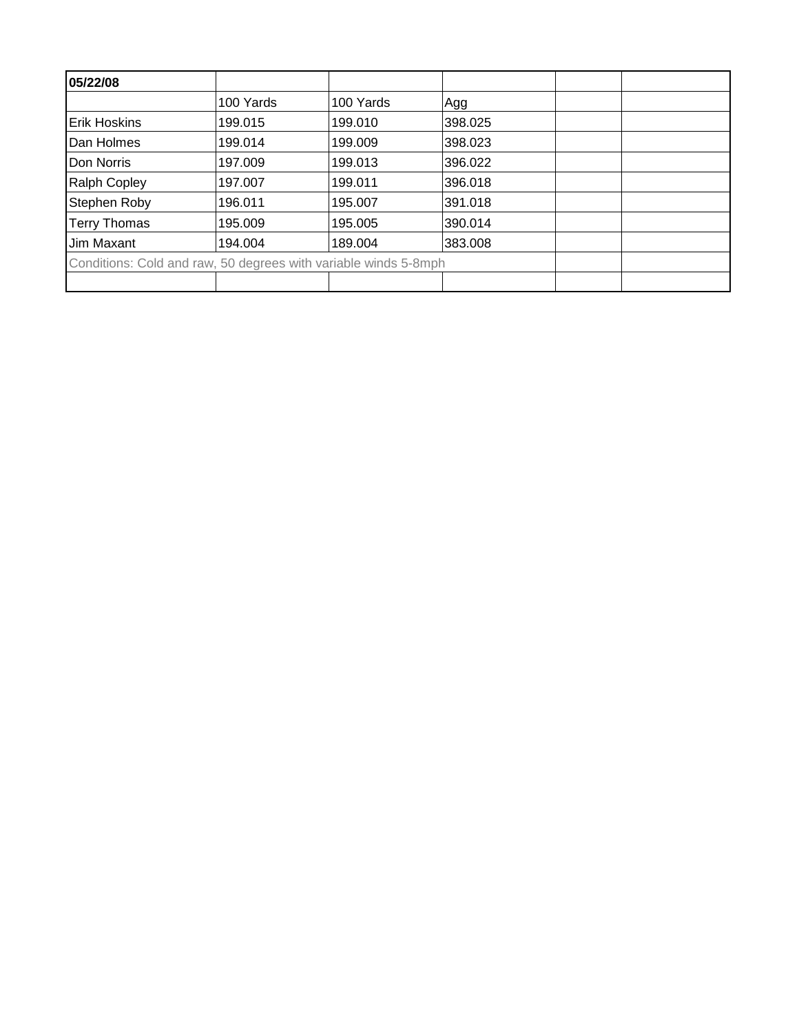| 05/22/08 | | | | | |
|---|---|---|---|---|---|
| | 100 Yards | 100 Yards | Agg | | |
| Erik Hoskins | 199.015 | 199.010 | 398.025 | | |
| Dan Holmes | 199.014 | 199.009 | 398.023 | | |
| Don Norris | 197.009 | 199.013 | 396.022 | | |
| Ralph Copley | 197.007 | 199.011 | 396.018 | | |
| Stephen Roby | 196.011 | 195.007 | 391.018 | | |
| Terry Thomas | 195.009 | 195.005 | 390.014 | | |
| Jim Maxant | 194.004 | 189.004 | 383.008 | | |
| Conditions: Cold and raw, 50 degrees with variable winds 5-8mph | | | | | |
| | | | | | |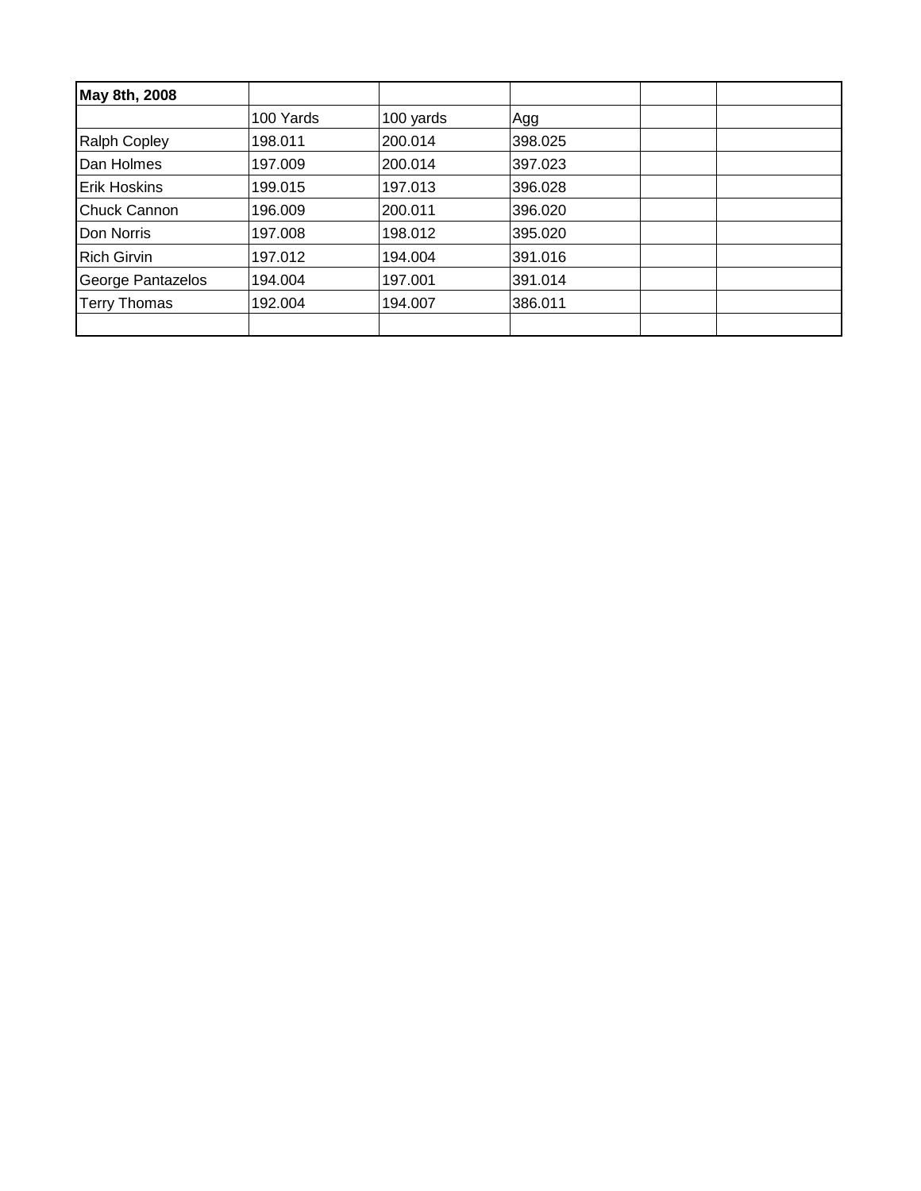| May 8th, 2008 | | | | | |
|---|---|---|---|---|---|
| | 100 Yards | 100 yards | Agg | | |
| Ralph Copley | 198.011 | 200.014 | 398.025 | | |
| Dan Holmes | 197.009 | 200.014 | 397.023 | | |
| Erik Hoskins | 199.015 | 197.013 | 396.028 | | |
| Chuck Cannon | 196.009 | 200.011 | 396.020 | | |
| Don Norris | 197.008 | 198.012 | 395.020 | | |
| Rich Girvin | 197.012 | 194.004 | 391.016 | | |
| George Pantazelos | 194.004 | 197.001 | 391.014 | | |
| Terry Thomas | 192.004 | 194.007 | 386.011 | | |
| | | | | | |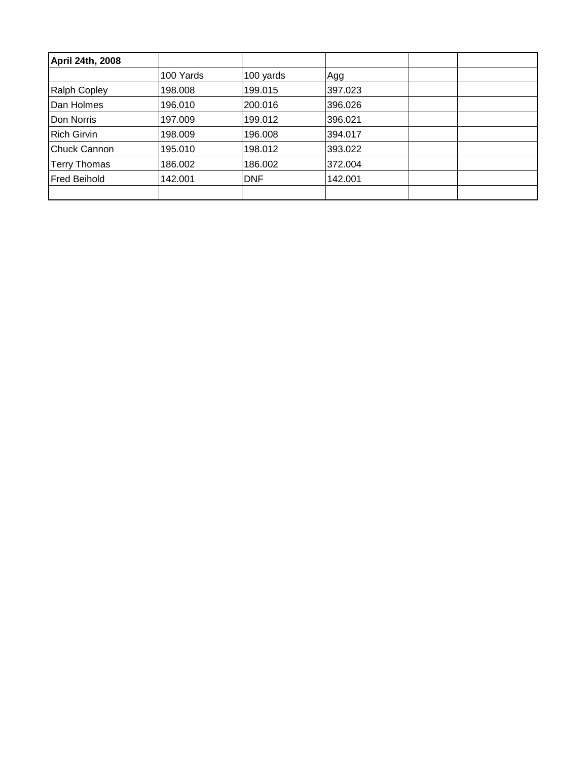| **April 24th, 2008** | | | | | |
|---|---|---|---|---|---|
| | 100 Yards | 100 yards | Agg | | |
| Ralph Copley | 198.008 | 199.015 | 397.023 | | |
| Dan Holmes | 196.010 | 200.016 | 396.026 | | |
| Don Norris | 197.009 | 199.012 | 396.021 | | |
| Rich Girvin | 198.009 | 196.008 | 394.017 | | |
| Chuck Cannon | 195.010 | 198.012 | 393.022 | | |
| Terry Thomas | 186.002 | 186.002 | 372.004 | | |
| Fred Beihold | 142.001 | DNF | 142.001 | | |
| | | | | | |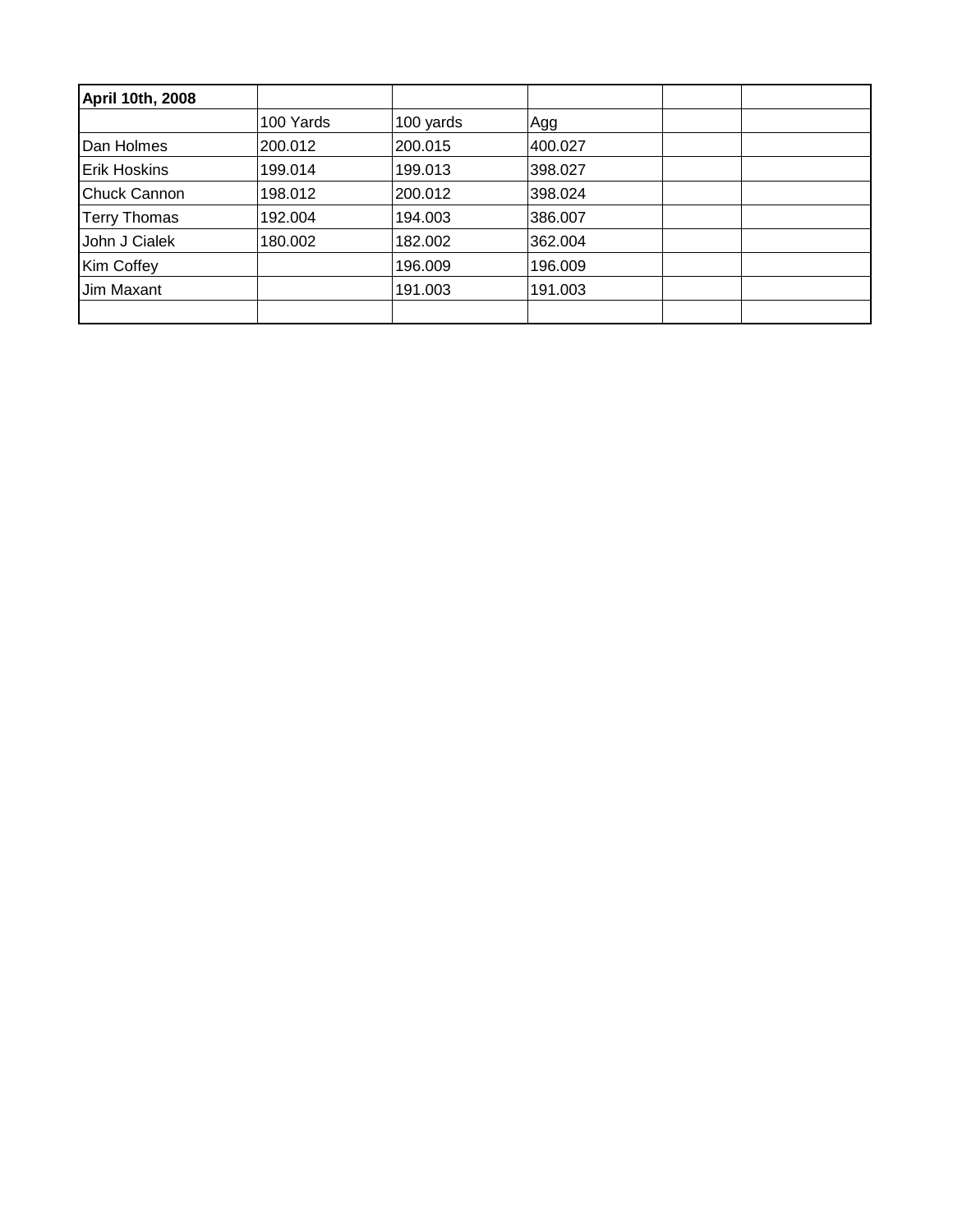| **April 10th, 2008** | | | | | |
|---|---|---|---|---|---|
| | 100 Yards | 100 yards | Agg | | |
| Dan Holmes | 200.012 | 200.015 | 400.027 | | |
| Erik Hoskins | 199.014 | 199.013 | 398.027 | | |
| Chuck Cannon | 198.012 | 200.012 | 398.024 | | |
| Terry Thomas | 192.004 | 194.003 | 386.007 | | |
| John J Cialek | 180.002 | 182.002 | 362.004 | | |
| Kim Coffey | | 196.009 | 196.009 | | |
| Jim Maxant | | 191.003 | 191.003 | | |
| | | | | | |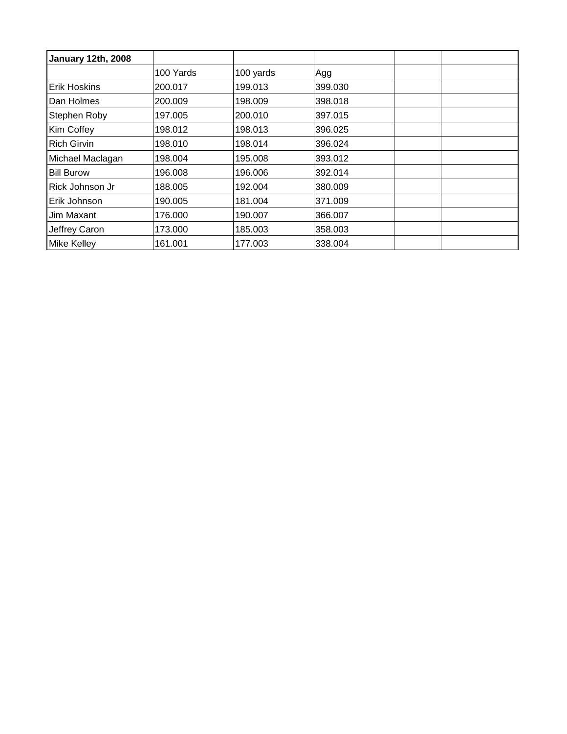| **January 12th, 2008** | | | | | |
|---|---|---|---|---|---|
| | 100 Yards | 100 yards | Agg | | |
| Erik Hoskins | 200.017 | 199.013 | 399.030 | | |
| Dan Holmes | 200.009 | 198.009 | 398.018 | | |
| Stephen Roby | 197.005 | 200.010 | 397.015 | | |
| Kim Coffey | 198.012 | 198.013 | 396.025 | | |
| Rich Girvin | 198.010 | 198.014 | 396.024 | | |
| Michael Maclagan | 198.004 | 195.008 | 393.012 | | |
| Bill Burow | 196.008 | 196.006 | 392.014 | | |
| Rick Johnson Jr | 188.005 | 192.004 | 380.009 | | |
| Erik Johnson | 190.005 | 181.004 | 371.009 | | |
| Jim Maxant | 176.000 | 190.007 | 366.007 | | |
| Jeffrey Caron | 173.000 | 185.003 | 358.003 | | |
| Mike Kelley | 161.001 | 177.003 | 338.004 | | |